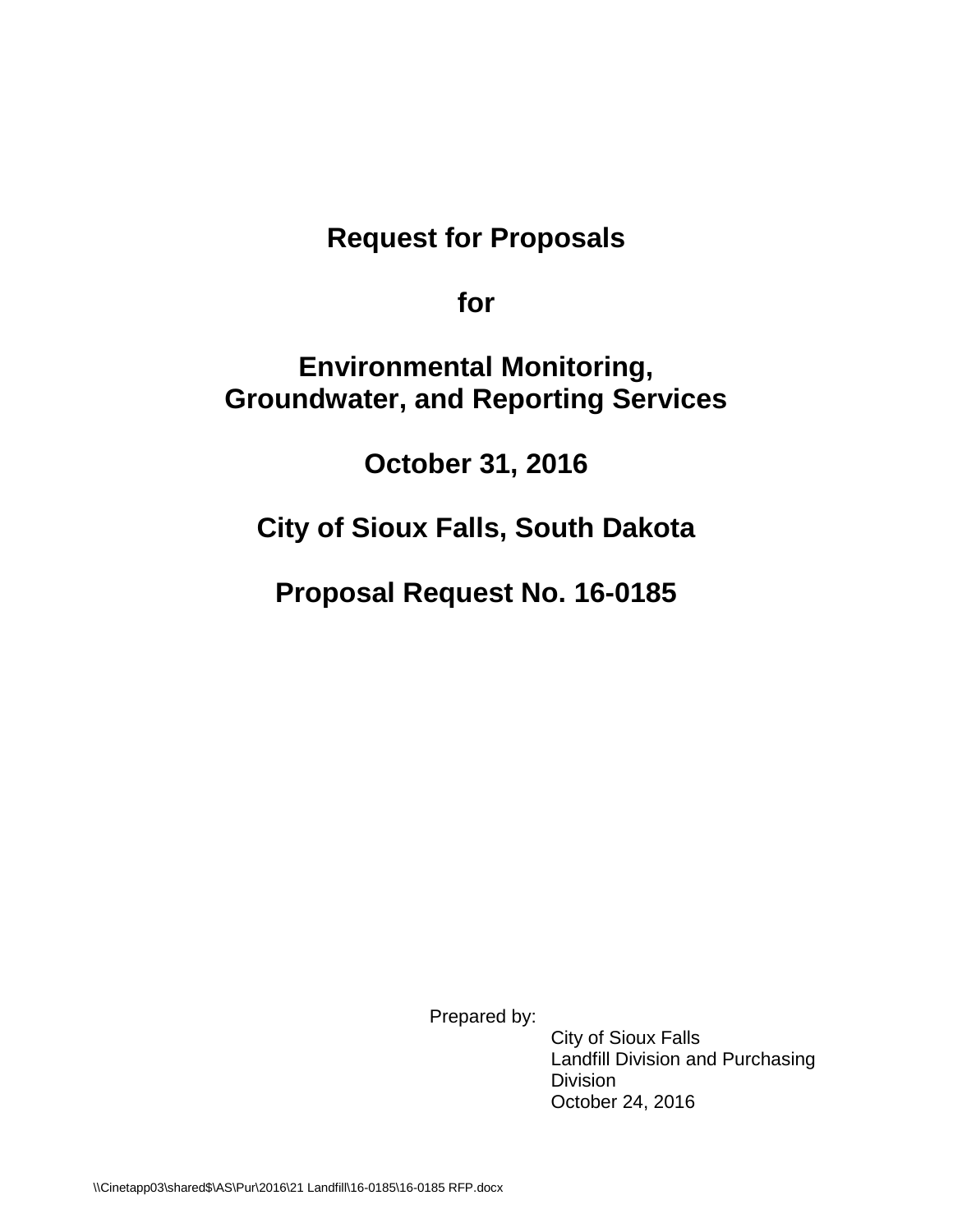# Request for Proposals

## for

## Environmental Monitoring, Groundwater, and Reporting Services

## October 31, 2016

## City of Sioux Falls, South Dakota

## Proposal Request No. 16-0185

Prepared by:

City of Sioux Falls
Landfill Division and Purchasing Division
October 24, 2016

\\Cinetapp03\shared$\AS\Pur\2016\21 Landfill\16-0185\16-0185 RFP.docx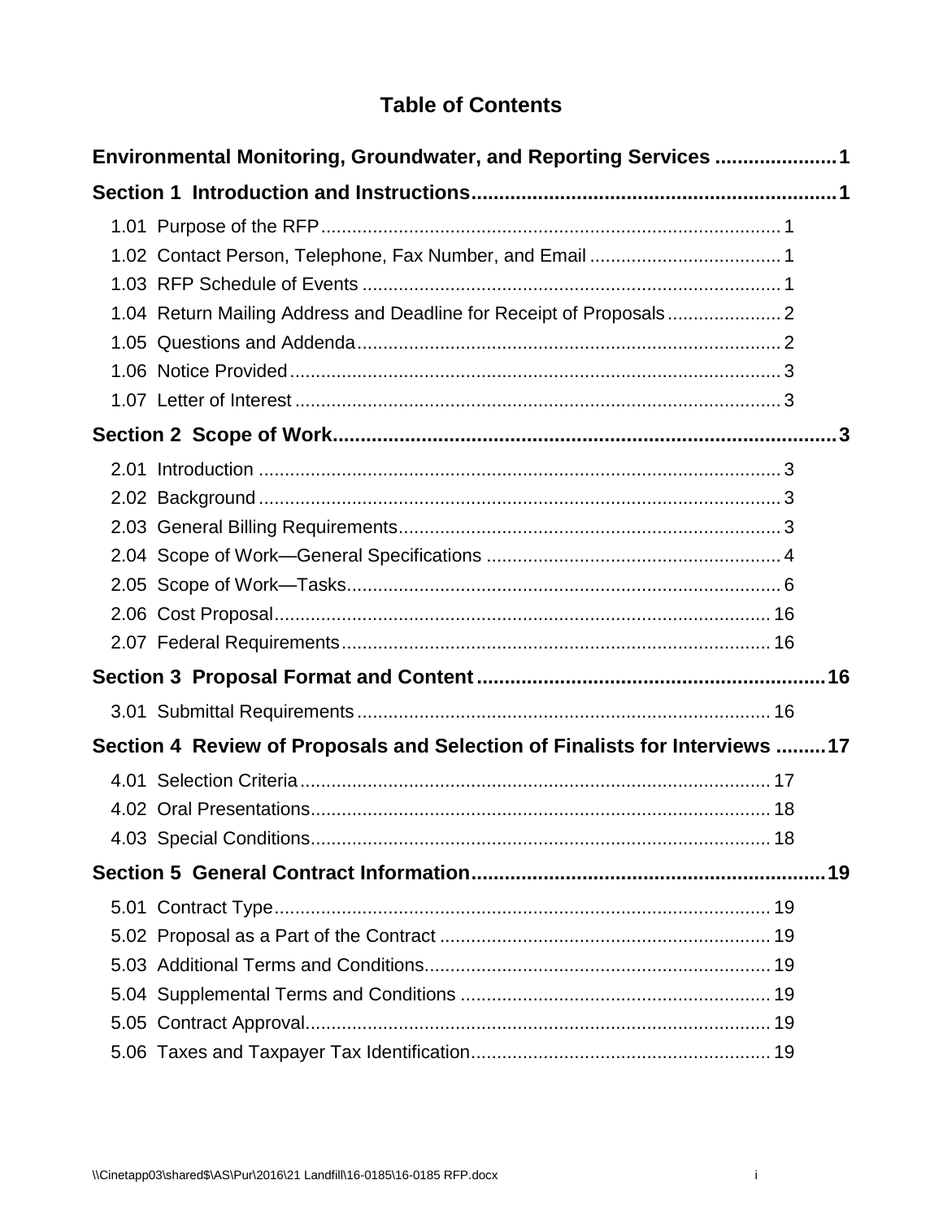# Table of Contents

**Environmental Monitoring, Groundwater, and Reporting Services ..................... 1**

**Section 1 Introduction and Instructions ................................................................. 1**

- 1.01 Purpose of the RFP ........................................................................................ 1
- 1.02 Contact Person, Telephone, Fax Number, and Email ..................................... 1
- 1.03 RFP Schedule of Events ................................................................................ 1
- 1.04 Return Mailing Address and Deadline for Receipt of Proposals ...................... 2
- 1.05 Questions and Addenda ................................................................................. 2
- 1.06 Notice Provided .............................................................................................. 3
- 1.07 Letter of Interest ............................................................................................. 3

**Section 2 Scope of Work ......................................................................................... 3**

- 2.01 Introduction .................................................................................................... 3
- 2.02 Background .................................................................................................... 3
- 2.03 General Billing Requirements .......................................................................... 3
- 2.04 Scope of Work—General Specifications ......................................................... 4
- 2.05 Scope of Work—Tasks .................................................................................... 6
- 2.06 Cost Proposal ................................................................................................ 16
- 2.07 Federal Requirements ................................................................................... 16

**Section 3 Proposal Format and Content .............................................................. 16**

- 3.01 Submittal Requirements ................................................................................ 16

**Section 4 Review of Proposals and Selection of Finalists for Interviews ......... 17**

- 4.01 Selection Criteria ........................................................................................... 17
- 4.02 Oral Presentations ......................................................................................... 18
- 4.03 Special Conditions ......................................................................................... 18

**Section 5 General Contract Information ............................................................... 19**

- 5.01 Contract Type ................................................................................................ 19
- 5.02 Proposal as a Part of the Contract ................................................................ 19
- 5.03 Additional Terms and Conditions ................................................................... 19
- 5.04 Supplemental Terms and Conditions ............................................................ 19
- 5.05 Contract Approval .......................................................................................... 19
- 5.06 Taxes and Taxpayer Tax Identification .......................................................... 19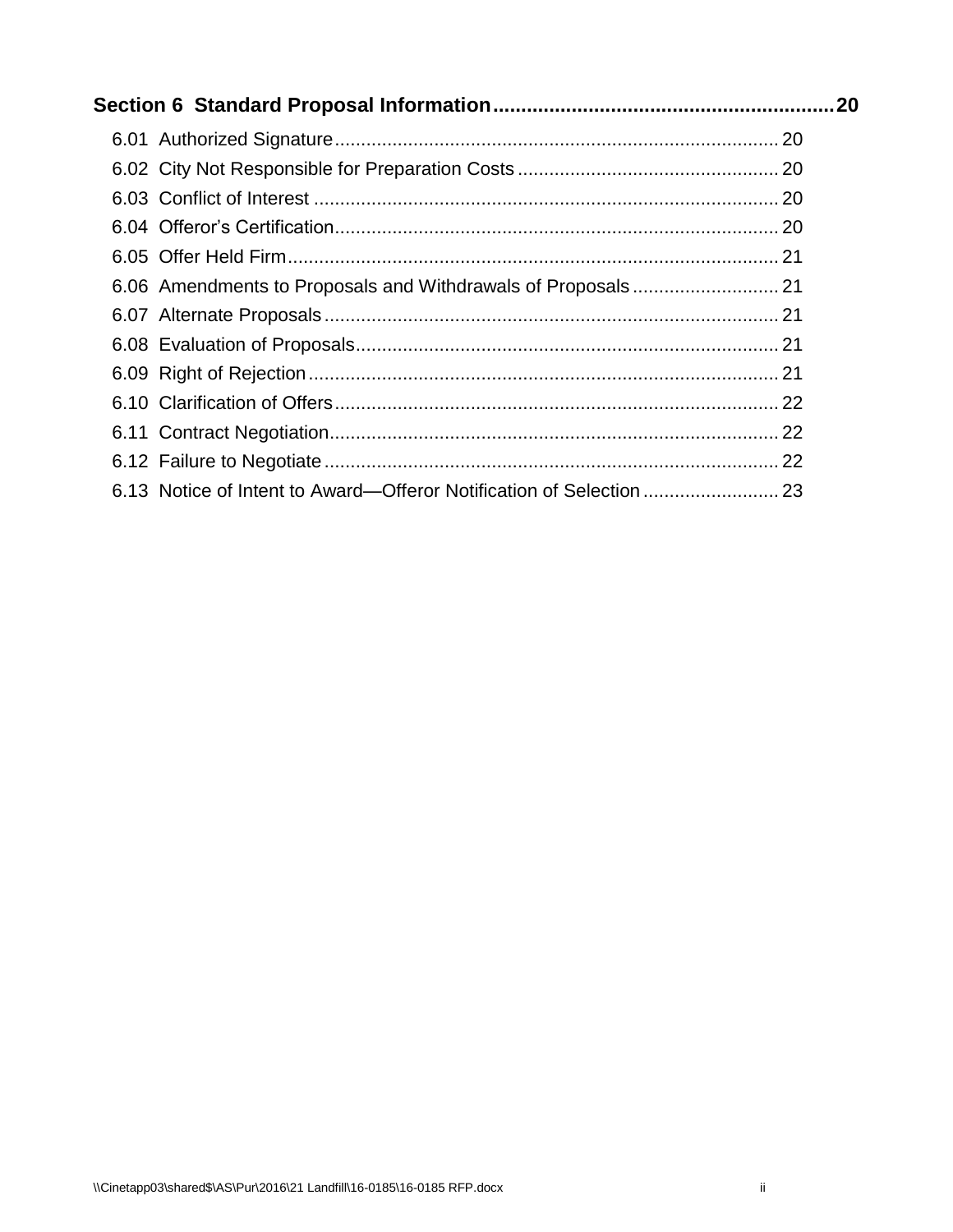**Section 6 Standard Proposal Information ........................................................ 20**

6.01 Authorized Signature ........................................................................................ 20
6.02 City Not Responsible for Preparation Costs ......................................................... 20
6.03 Conflict of Interest .............................................................................................. 20
6.04 Offeror's Certification .......................................................................................... 20
6.05 Offer Held Firm ................................................................................................... 21
6.06 Amendments to Proposals and Withdrawals of Proposals ....................................... 21
6.07 Alternate Proposals ............................................................................................. 21
6.08 Evaluation of Proposals ....................................................................................... 21
6.09 Right of Rejection ................................................................................................ 21
6.10 Clarification of Offers .......................................................................................... 22
6.11 Contract Negotiation ............................................................................................ 22
6.12 Failure to Negotiate ............................................................................................. 22
6.13 Notice of Intent to Award—Offeror Notification of Selection .................................. 23

\\Cinetapp03\shared$\AS\Pur\2016\21 Landfill\16-0185\16-0185 RFP.docx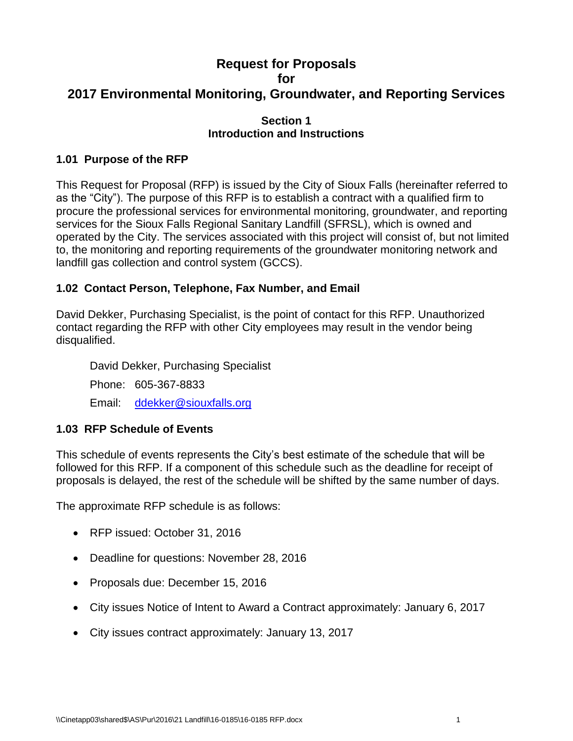# Request for Proposals
# for
# 2017 Environmental Monitoring, Groundwater, and Reporting Services

## Section 1
## Introduction and Instructions

### 1.01 Purpose of the RFP

This Request for Proposal (RFP) is issued by the City of Sioux Falls (hereinafter referred to as the "City"). The purpose of this RFP is to establish a contract with a qualified firm to procure the professional services for environmental monitoring, groundwater, and reporting services for the Sioux Falls Regional Sanitary Landfill (SFRSL), which is owned and operated by the City. The services associated with this project will consist of, but not limited to, the monitoring and reporting requirements of the groundwater monitoring network and landfill gas collection and control system (GCCS).

### 1.02 Contact Person, Telephone, Fax Number, and Email

David Dekker, Purchasing Specialist, is the point of contact for this RFP. Unauthorized contact regarding the RFP with other City employees may result in the vendor being disqualified.

David Dekker, Purchasing Specialist

Phone: 605-367-8833

Email: ddekker@siouxfalls.org

### 1.03 RFP Schedule of Events

This schedule of events represents the City's best estimate of the schedule that will be followed for this RFP. If a component of this schedule such as the deadline for receipt of proposals is delayed, the rest of the schedule will be shifted by the same number of days.

The approximate RFP schedule is as follows:

- RFP issued: October 31, 2016
- Deadline for questions: November 28, 2016
- Proposals due: December 15, 2016
- City issues Notice of Intent to Award a Contract approximately: January 6, 2017
- City issues contract approximately: January 13, 2017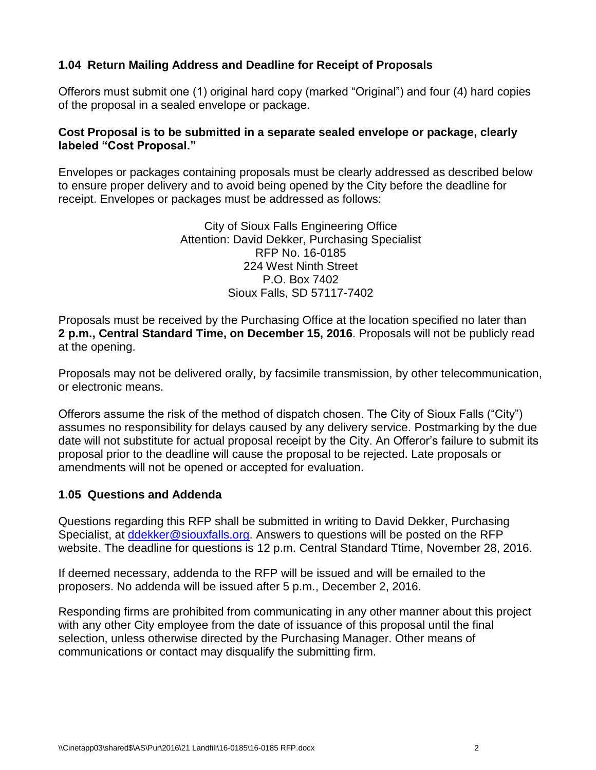### 1.04 Return Mailing Address and Deadline for Receipt of Proposals

Offerors must submit one (1) original hard copy (marked "Original") and four (4) hard copies of the proposal in a sealed envelope or package.

**Cost Proposal is to be submitted in a separate sealed envelope or package, clearly labeled "Cost Proposal."**

Envelopes or packages containing proposals must be clearly addressed as described below to ensure proper delivery and to avoid being opened by the City before the deadline for receipt. Envelopes or packages must be addressed as follows:

City of Sioux Falls Engineering Office
Attention: David Dekker, Purchasing Specialist
RFP No. 16-0185
224 West Ninth Street
P.O. Box 7402
Sioux Falls, SD 57117-7402

Proposals must be received by the Purchasing Office at the location specified no later than **2 p.m., Central Standard Time, on December 15, 2016**. Proposals will not be publicly read at the opening.

Proposals may not be delivered orally, by facsimile transmission, by other telecommunication, or electronic means.

Offerors assume the risk of the method of dispatch chosen. The City of Sioux Falls ("City") assumes no responsibility for delays caused by any delivery service. Postmarking by the due date will not substitute for actual proposal receipt by the City. An Offeror's failure to submit its proposal prior to the deadline will cause the proposal to be rejected. Late proposals or amendments will not be opened or accepted for evaluation.

### 1.05 Questions and Addenda

Questions regarding this RFP shall be submitted in writing to David Dekker, Purchasing Specialist, at ddekker@siouxfalls.org. Answers to questions will be posted on the RFP website. The deadline for questions is 12 p.m. Central Standard Ttime, November 28, 2016.

If deemed necessary, addenda to the RFP will be issued and will be emailed to the proposers. No addenda will be issued after 5 p.m., December 2, 2016.

Responding firms are prohibited from communicating in any other manner about this project with any other City employee from the date of issuance of this proposal until the final selection, unless otherwise directed by the Purchasing Manager. Other means of communications or contact may disqualify the submitting firm.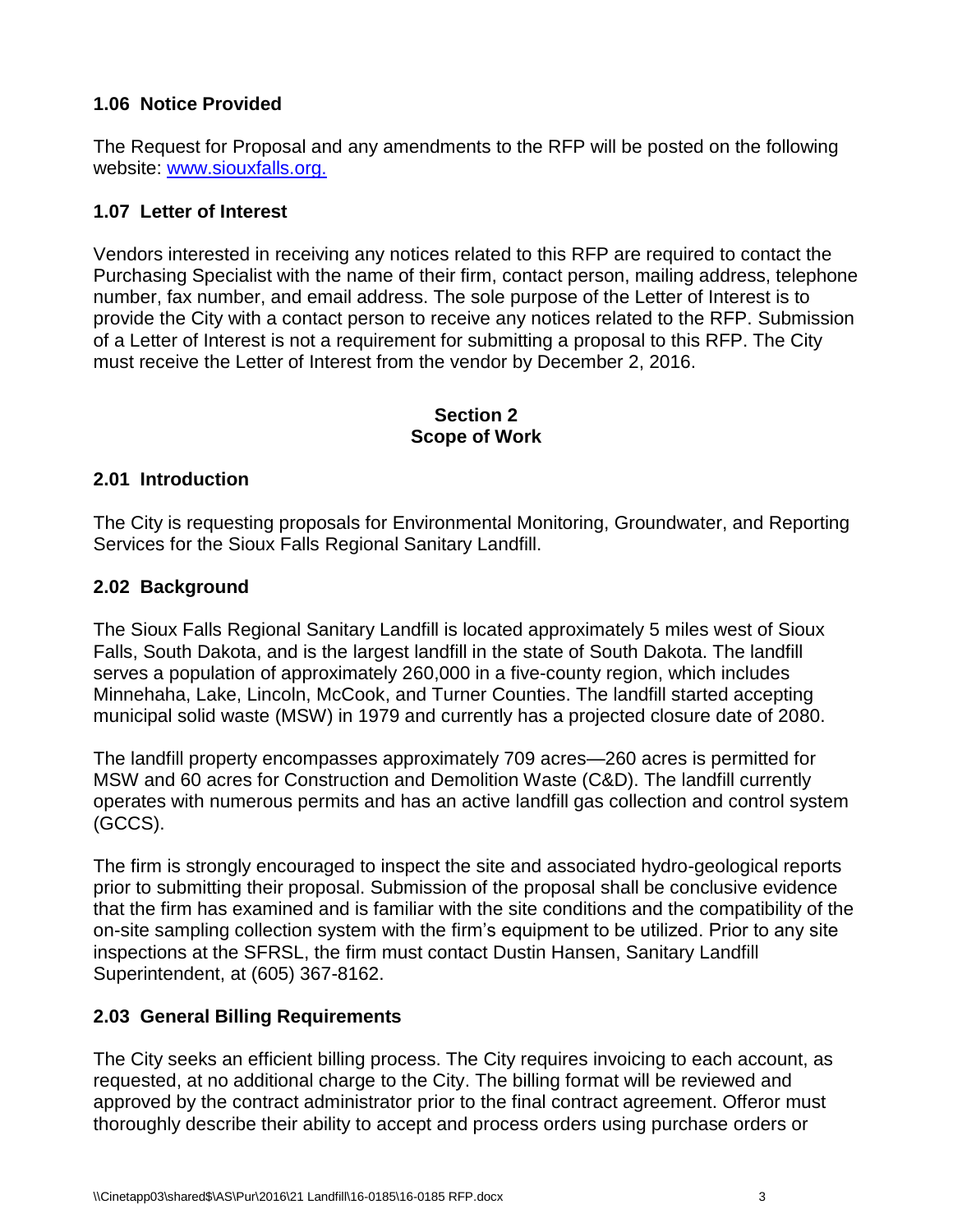### 1.06 Notice Provided

The Request for Proposal and any amendments to the RFP will be posted on the following website: [www.siouxfalls.org.](www.siouxfalls.org.)

### 1.07 Letter of Interest

Vendors interested in receiving any notices related to this RFP are required to contact the Purchasing Specialist with the name of their firm, contact person, mailing address, telephone number, fax number, and email address. The sole purpose of the Letter of Interest is to provide the City with a contact person to receive any notices related to the RFP. Submission of a Letter of Interest is not a requirement for submitting a proposal to this RFP. The City must receive the Letter of Interest from the vendor by December 2, 2016.

## Section 2
## Scope of Work

### 2.01 Introduction

The City is requesting proposals for Environmental Monitoring, Groundwater, and Reporting Services for the Sioux Falls Regional Sanitary Landfill.

### 2.02 Background

The Sioux Falls Regional Sanitary Landfill is located approximately 5 miles west of Sioux Falls, South Dakota, and is the largest landfill in the state of South Dakota. The landfill serves a population of approximately 260,000 in a five-county region, which includes Minnehaha, Lake, Lincoln, McCook, and Turner Counties. The landfill started accepting municipal solid waste (MSW) in 1979 and currently has a projected closure date of 2080.

The landfill property encompasses approximately 709 acres—260 acres is permitted for MSW and 60 acres for Construction and Demolition Waste (C&D). The landfill currently operates with numerous permits and has an active landfill gas collection and control system (GCCS).

The firm is strongly encouraged to inspect the site and associated hydro-geological reports prior to submitting their proposal. Submission of the proposal shall be conclusive evidence that the firm has examined and is familiar with the site conditions and the compatibility of the on-site sampling collection system with the firm's equipment to be utilized. Prior to any site inspections at the SFRSL, the firm must contact Dustin Hansen, Sanitary Landfill Superintendent, at (605) 367-8162.

### 2.03 General Billing Requirements

The City seeks an efficient billing process. The City requires invoicing to each account, as requested, at no additional charge to the City. The billing format will be reviewed and approved by the contract administrator prior to the final contract agreement. Offeror must thoroughly describe their ability to accept and process orders using purchase orders or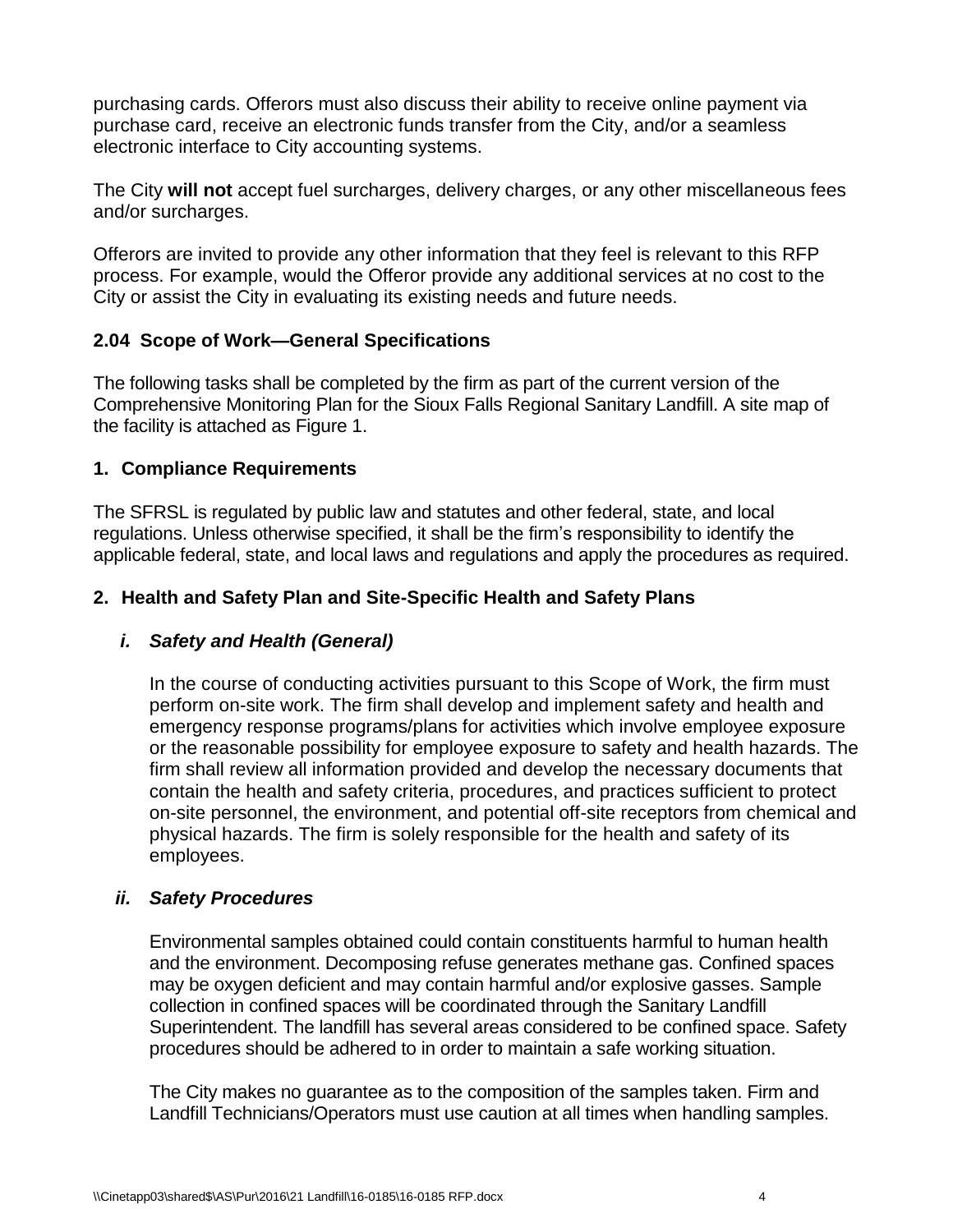purchasing cards. Offerors must also discuss their ability to receive online payment via purchase card, receive an electronic funds transfer from the City, and/or a seamless electronic interface to City accounting systems.

The City **will not** accept fuel surcharges, delivery charges, or any other miscellaneous fees and/or surcharges.

Offerors are invited to provide any other information that they feel is relevant to this RFP process. For example, would the Offeror provide any additional services at no cost to the City or assist the City in evaluating its existing needs and future needs.

### 2.04 Scope of Work—General Specifications

The following tasks shall be completed by the firm as part of the current version of the Comprehensive Monitoring Plan for the Sioux Falls Regional Sanitary Landfill. A site map of the facility is attached as Figure 1.

#### 1. Compliance Requirements

The SFRSL is regulated by public law and statutes and other federal, state, and local regulations. Unless otherwise specified, it shall be the firm's responsibility to identify the applicable federal, state, and local laws and regulations and apply the procedures as required.

#### 2. Health and Safety Plan and Site-Specific Health and Safety Plans

##### *i. Safety and Health (General)*

In the course of conducting activities pursuant to this Scope of Work, the firm must perform on-site work. The firm shall develop and implement safety and health and emergency response programs/plans for activities which involve employee exposure or the reasonable possibility for employee exposure to safety and health hazards. The firm shall review all information provided and develop the necessary documents that contain the health and safety criteria, procedures, and practices sufficient to protect on-site personnel, the environment, and potential off-site receptors from chemical and physical hazards. The firm is solely responsible for the health and safety of its employees.

##### *ii. Safety Procedures*

Environmental samples obtained could contain constituents harmful to human health and the environment. Decomposing refuse generates methane gas. Confined spaces may be oxygen deficient and may contain harmful and/or explosive gasses. Sample collection in confined spaces will be coordinated through the Sanitary Landfill Superintendent. The landfill has several areas considered to be confined space. Safety procedures should be adhered to in order to maintain a safe working situation.

The City makes no guarantee as to the composition of the samples taken. Firm and Landfill Technicians/Operators must use caution at all times when handling samples.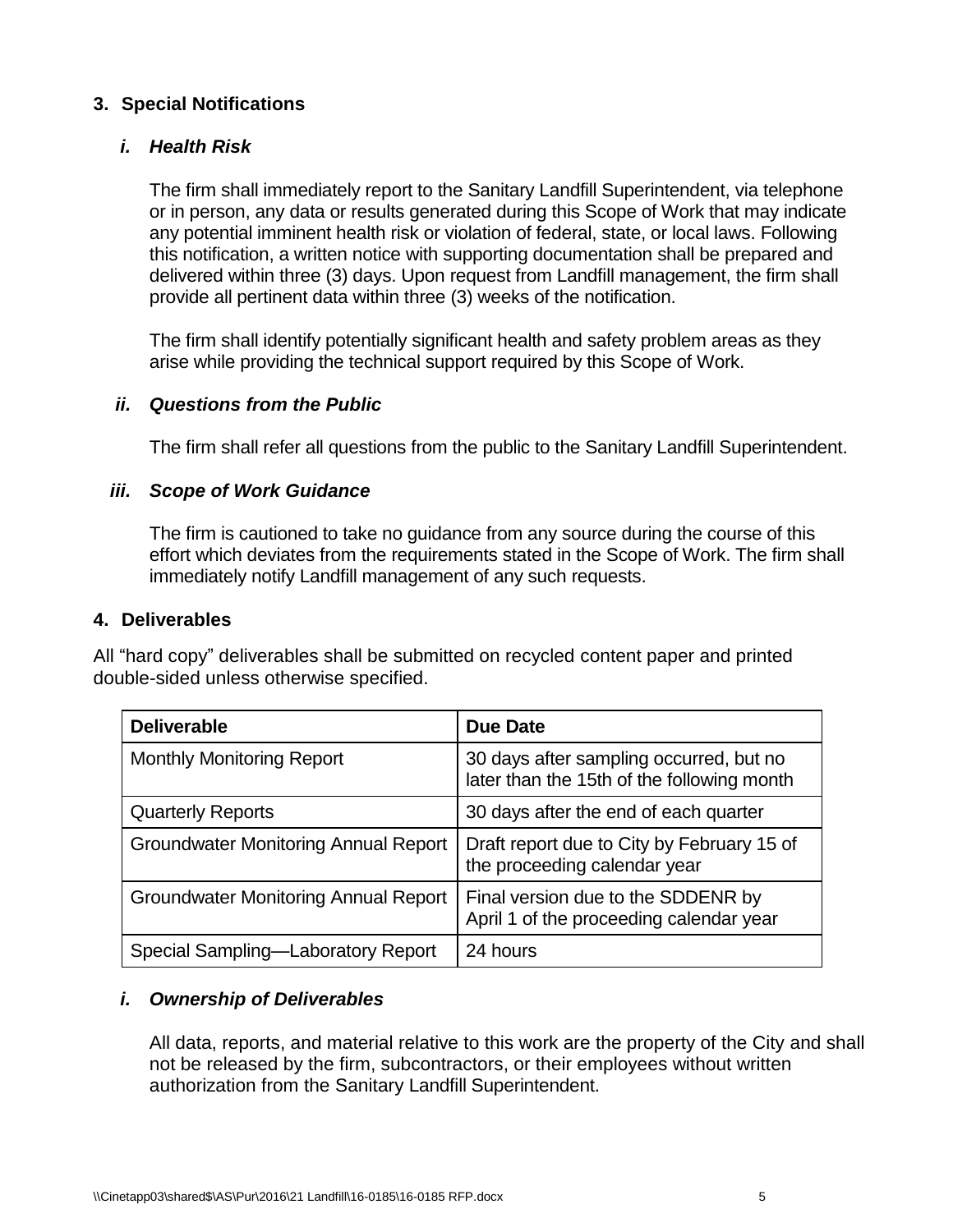## 3. Special Notifications

### *i. Health Risk*

The firm shall immediately report to the Sanitary Landfill Superintendent, via telephone or in person, any data or results generated during this Scope of Work that may indicate any potential imminent health risk or violation of federal, state, or local laws. Following this notification, a written notice with supporting documentation shall be prepared and delivered within three (3) days. Upon request from Landfill management, the firm shall provide all pertinent data within three (3) weeks of the notification.

The firm shall identify potentially significant health and safety problem areas as they arise while providing the technical support required by this Scope of Work.

### *ii. Questions from the Public*

The firm shall refer all questions from the public to the Sanitary Landfill Superintendent.

### *iii. Scope of Work Guidance*

The firm is cautioned to take no guidance from any source during the course of this effort which deviates from the requirements stated in the Scope of Work. The firm shall immediately notify Landfill management of any such requests.

## 4. Deliverables

All "hard copy" deliverables shall be submitted on recycled content paper and printed double-sided unless otherwise specified.

| Deliverable | Due Date |
|---|---|
| Monthly Monitoring Report | 30 days after sampling occurred, but no later than the 15th of the following month |
| Quarterly Reports | 30 days after the end of each quarter |
| Groundwater Monitoring Annual Report | Draft report due to City by February 15 of the proceeding calendar year |
| Groundwater Monitoring Annual Report | Final version due to the SDDENR by April 1 of the proceeding calendar year |
| Special Sampling—Laboratory Report | 24 hours |

### *i. Ownership of Deliverables*

All data, reports, and material relative to this work are the property of the City and shall not be released by the firm, subcontractors, or their employees without written authorization from the Sanitary Landfill Superintendent.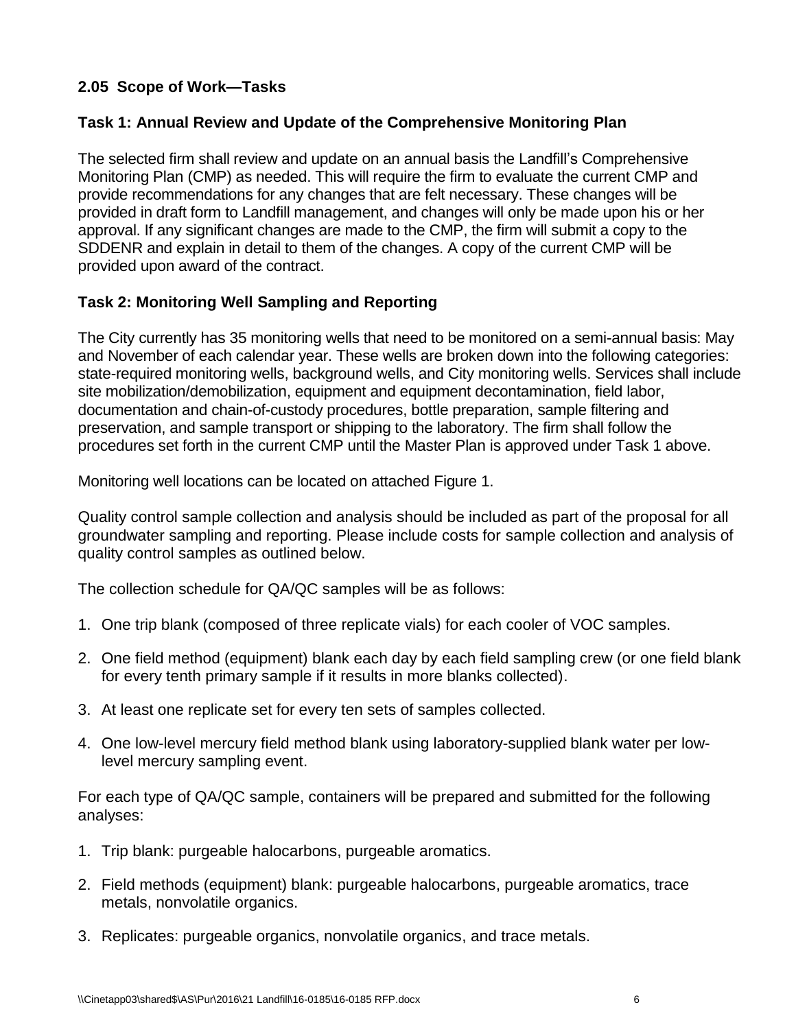### 2.05 Scope of Work—Tasks

#### Task 1: Annual Review and Update of the Comprehensive Monitoring Plan

The selected firm shall review and update on an annual basis the Landfill's Comprehensive Monitoring Plan (CMP) as needed. This will require the firm to evaluate the current CMP and provide recommendations for any changes that are felt necessary. These changes will be provided in draft form to Landfill management, and changes will only be made upon his or her approval. If any significant changes are made to the CMP, the firm will submit a copy to the SDDENR and explain in detail to them of the changes. A copy of the current CMP will be provided upon award of the contract.

#### Task 2: Monitoring Well Sampling and Reporting

The City currently has 35 monitoring wells that need to be monitored on a semi-annual basis: May and November of each calendar year. These wells are broken down into the following categories: state-required monitoring wells, background wells, and City monitoring wells. Services shall include site mobilization/demobilization, equipment and equipment decontamination, field labor, documentation and chain-of-custody procedures, bottle preparation, sample filtering and preservation, and sample transport or shipping to the laboratory. The firm shall follow the procedures set forth in the current CMP until the Master Plan is approved under Task 1 above.

Monitoring well locations can be located on attached Figure 1.

Quality control sample collection and analysis should be included as part of the proposal for all groundwater sampling and reporting. Please include costs for sample collection and analysis of quality control samples as outlined below.

The collection schedule for QA/QC samples will be as follows:

1. One trip blank (composed of three replicate vials) for each cooler of VOC samples.
2. One field method (equipment) blank each day by each field sampling crew (or one field blank for every tenth primary sample if it results in more blanks collected).
3. At least one replicate set for every ten sets of samples collected.
4. One low-level mercury field method blank using laboratory-supplied blank water per low-level mercury sampling event.

For each type of QA/QC sample, containers will be prepared and submitted for the following analyses:

1. Trip blank: purgeable halocarbons, purgeable aromatics.
2. Field methods (equipment) blank: purgeable halocarbons, purgeable aromatics, trace metals, nonvolatile organics.
3. Replicates: purgeable organics, nonvolatile organics, and trace metals.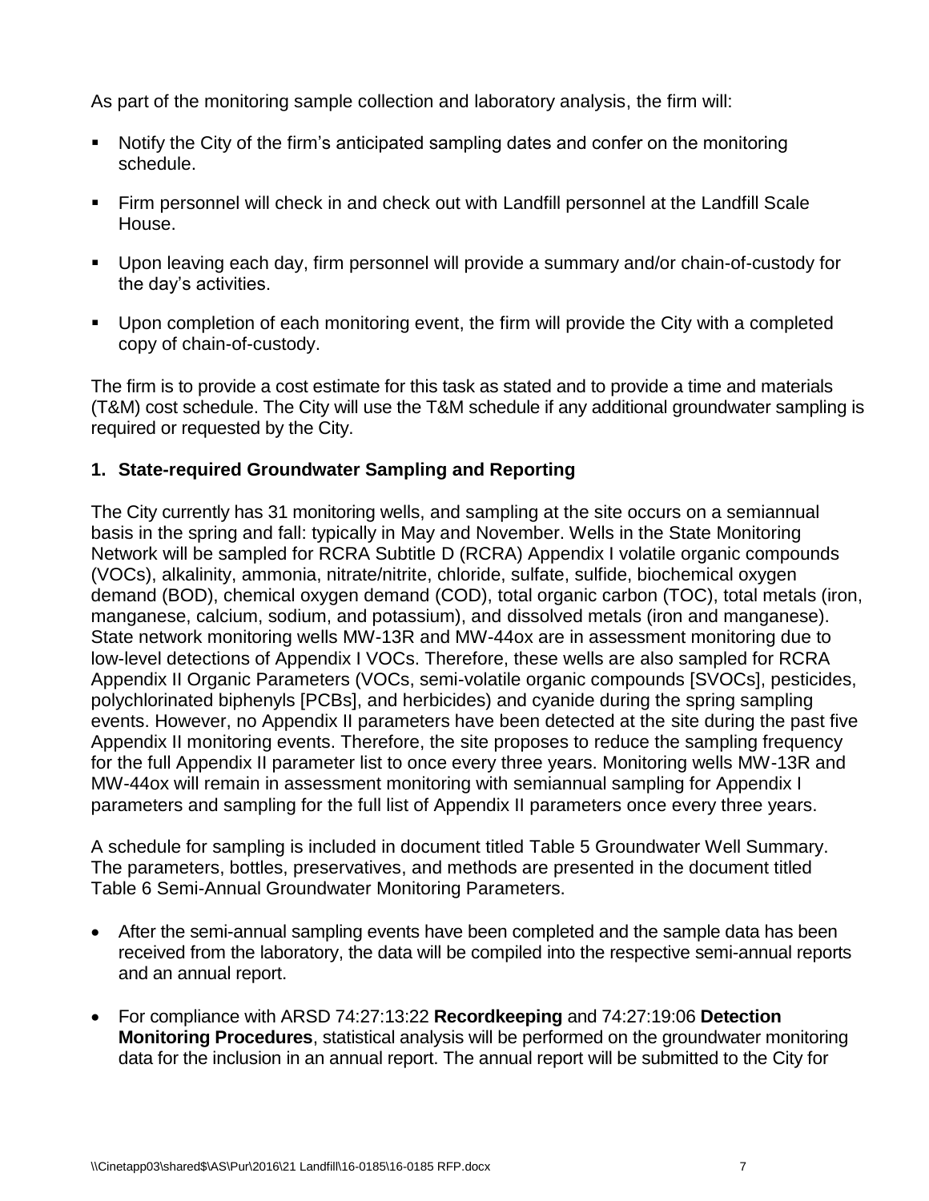As part of the monitoring sample collection and laboratory analysis, the firm will:

- Notify the City of the firm's anticipated sampling dates and confer on the monitoring schedule.
- Firm personnel will check in and check out with Landfill personnel at the Landfill Scale House.
- Upon leaving each day, firm personnel will provide a summary and/or chain-of-custody for the day's activities.
- Upon completion of each monitoring event, the firm will provide the City with a completed copy of chain-of-custody.

The firm is to provide a cost estimate for this task as stated and to provide a time and materials (T&M) cost schedule. The City will use the T&M schedule if any additional groundwater sampling is required or requested by the City.

### 1. State-required Groundwater Sampling and Reporting

The City currently has 31 monitoring wells, and sampling at the site occurs on a semiannual basis in the spring and fall: typically in May and November. Wells in the State Monitoring Network will be sampled for RCRA Subtitle D (RCRA) Appendix I volatile organic compounds (VOCs), alkalinity, ammonia, nitrate/nitrite, chloride, sulfate, sulfide, biochemical oxygen demand (BOD), chemical oxygen demand (COD), total organic carbon (TOC), total metals (iron, manganese, calcium, sodium, and potassium), and dissolved metals (iron and manganese). State network monitoring wells MW-13R and MW-44ox are in assessment monitoring due to low-level detections of Appendix I VOCs. Therefore, these wells are also sampled for RCRA Appendix II Organic Parameters (VOCs, semi-volatile organic compounds [SVOCs], pesticides, polychlorinated biphenyls [PCBs], and herbicides) and cyanide during the spring sampling events. However, no Appendix II parameters have been detected at the site during the past five Appendix II monitoring events. Therefore, the site proposes to reduce the sampling frequency for the full Appendix II parameter list to once every three years. Monitoring wells MW-13R and MW-44ox will remain in assessment monitoring with semiannual sampling for Appendix I parameters and sampling for the full list of Appendix II parameters once every three years.

A schedule for sampling is included in document titled Table 5 Groundwater Well Summary. The parameters, bottles, preservatives, and methods are presented in the document titled Table 6 Semi-Annual Groundwater Monitoring Parameters.

- After the semi-annual sampling events have been completed and the sample data has been received from the laboratory, the data will be compiled into the respective semi-annual reports and an annual report.
- For compliance with ARSD 74:27:13:22 **Recordkeeping** and 74:27:19:06 **Detection Monitoring Procedures**, statistical analysis will be performed on the groundwater monitoring data for the inclusion in an annual report. The annual report will be submitted to the City for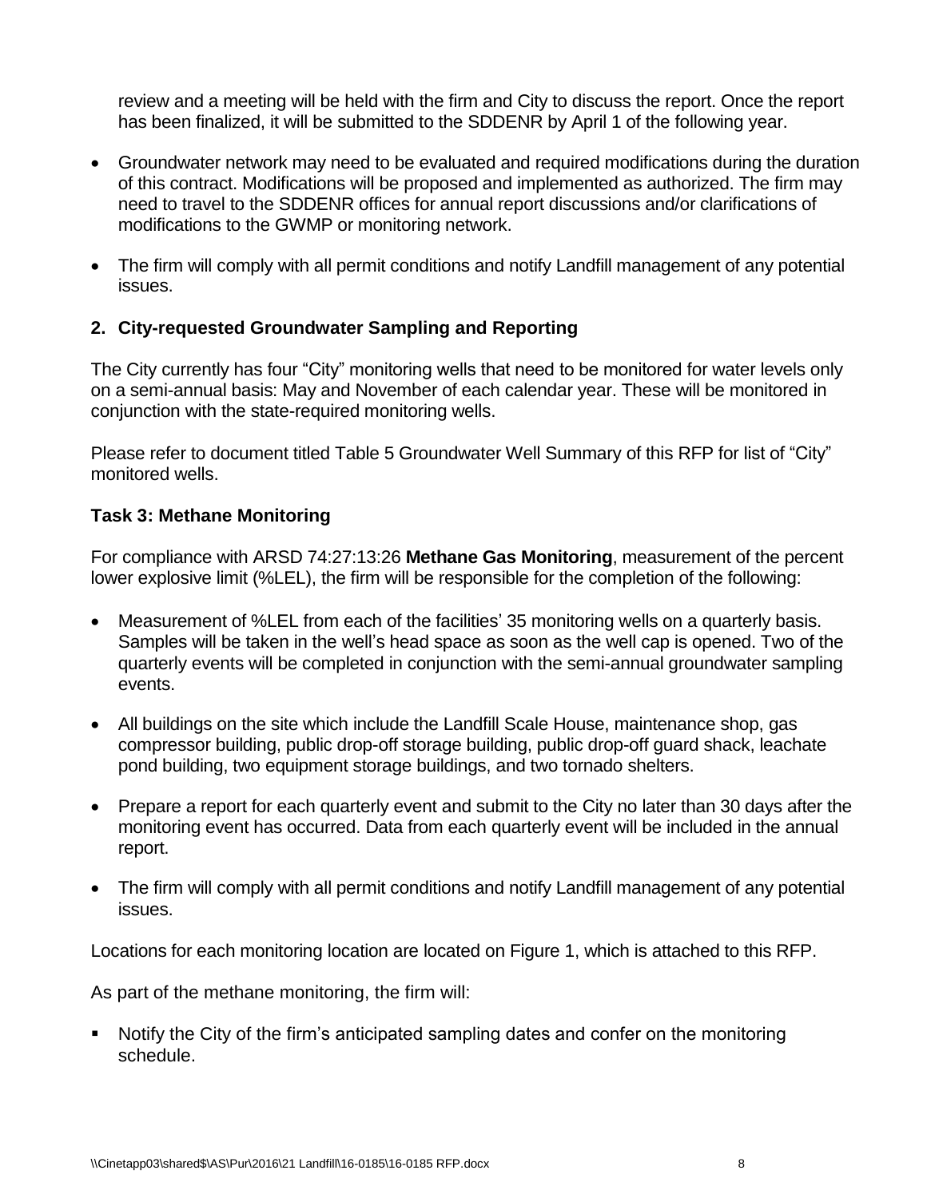review and a meeting will be held with the firm and City to discuss the report. Once the report has been finalized, it will be submitted to the SDDENR by April 1 of the following year.

- Groundwater network may need to be evaluated and required modifications during the duration of this contract. Modifications will be proposed and implemented as authorized. The firm may need to travel to the SDDENR offices for annual report discussions and/or clarifications of modifications to the GWMP or monitoring network.
- The firm will comply with all permit conditions and notify Landfill management of any potential issues.

### 2. City-requested Groundwater Sampling and Reporting

The City currently has four "City" monitoring wells that need to be monitored for water levels only on a semi-annual basis: May and November of each calendar year. These will be monitored in conjunction with the state-required monitoring wells.

Please refer to document titled Table 5 Groundwater Well Summary of this RFP for list of "City" monitored wells.

### Task 3: Methane Monitoring

For compliance with ARSD 74:27:13:26 **Methane Gas Monitoring**, measurement of the percent lower explosive limit (%LEL), the firm will be responsible for the completion of the following:

- Measurement of %LEL from each of the facilities' 35 monitoring wells on a quarterly basis. Samples will be taken in the well's head space as soon as the well cap is opened. Two of the quarterly events will be completed in conjunction with the semi-annual groundwater sampling events.
- All buildings on the site which include the Landfill Scale House, maintenance shop, gas compressor building, public drop-off storage building, public drop-off guard shack, leachate pond building, two equipment storage buildings, and two tornado shelters.
- Prepare a report for each quarterly event and submit to the City no later than 30 days after the monitoring event has occurred. Data from each quarterly event will be included in the annual report.
- The firm will comply with all permit conditions and notify Landfill management of any potential issues.

Locations for each monitoring location are located on Figure 1, which is attached to this RFP.

As part of the methane monitoring, the firm will:

- Notify the City of the firm's anticipated sampling dates and confer on the monitoring schedule.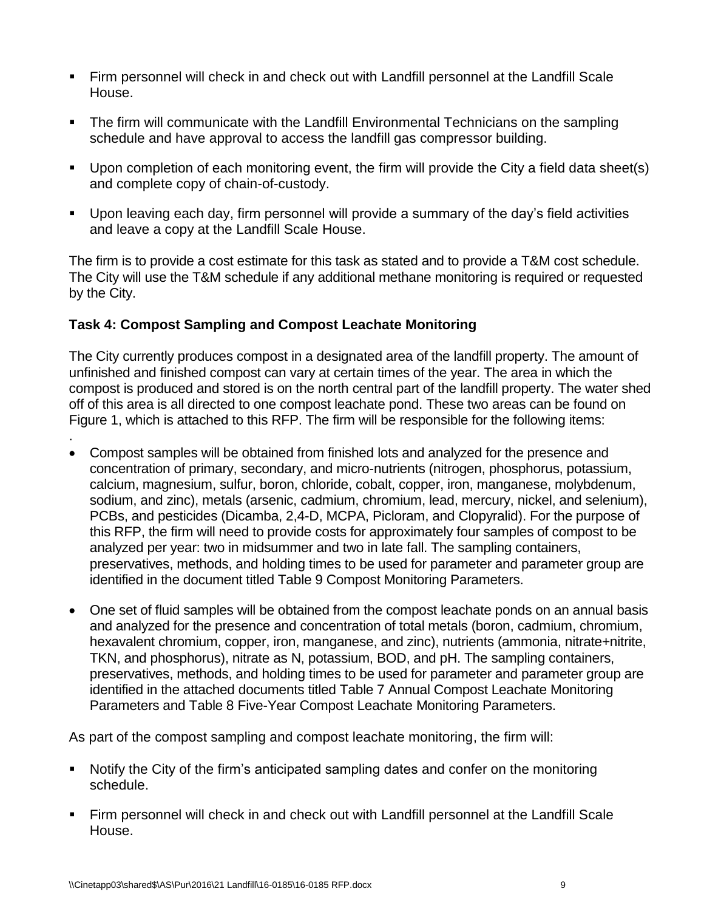- Firm personnel will check in and check out with Landfill personnel at the Landfill Scale House.
- The firm will communicate with the Landfill Environmental Technicians on the sampling schedule and have approval to access the landfill gas compressor building.
- Upon completion of each monitoring event, the firm will provide the City a field data sheet(s) and complete copy of chain-of-custody.
- Upon leaving each day, firm personnel will provide a summary of the day's field activities and leave a copy at the Landfill Scale House.

The firm is to provide a cost estimate for this task as stated and to provide a T&M cost schedule. The City will use the T&M schedule if any additional methane monitoring is required or requested by the City.

**Task 4: Compost Sampling and Compost Leachate Monitoring**

The City currently produces compost in a designated area of the landfill property. The amount of unfinished and finished compost can vary at certain times of the year. The area in which the compost is produced and stored is on the north central part of the landfill property. The water shed off of this area is all directed to one compost leachate pond. These two areas can be found on Figure 1, which is attached to this RFP. The firm will be responsible for the following items:

.

- Compost samples will be obtained from finished lots and analyzed for the presence and concentration of primary, secondary, and micro-nutrients (nitrogen, phosphorus, potassium, calcium, magnesium, sulfur, boron, chloride, cobalt, copper, iron, manganese, molybdenum, sodium, and zinc), metals (arsenic, cadmium, chromium, lead, mercury, nickel, and selenium), PCBs, and pesticides (Dicamba, 2,4-D, MCPA, Picloram, and Clopyralid). For the purpose of this RFP, the firm will need to provide costs for approximately four samples of compost to be analyzed per year: two in midsummer and two in late fall. The sampling containers, preservatives, methods, and holding times to be used for parameter and parameter group are identified in the document titled Table 9 Compost Monitoring Parameters.
- One set of fluid samples will be obtained from the compost leachate ponds on an annual basis and analyzed for the presence and concentration of total metals (boron, cadmium, chromium, hexavalent chromium, copper, iron, manganese, and zinc), nutrients (ammonia, nitrate+nitrite, TKN, and phosphorus), nitrate as N, potassium, BOD, and pH. The sampling containers, preservatives, methods, and holding times to be used for parameter and parameter group are identified in the attached documents titled Table 7 Annual Compost Leachate Monitoring Parameters and Table 8 Five-Year Compost Leachate Monitoring Parameters.

As part of the compost sampling and compost leachate monitoring, the firm will:

- Notify the City of the firm's anticipated sampling dates and confer on the monitoring schedule.
- Firm personnel will check in and check out with Landfill personnel at the Landfill Scale House.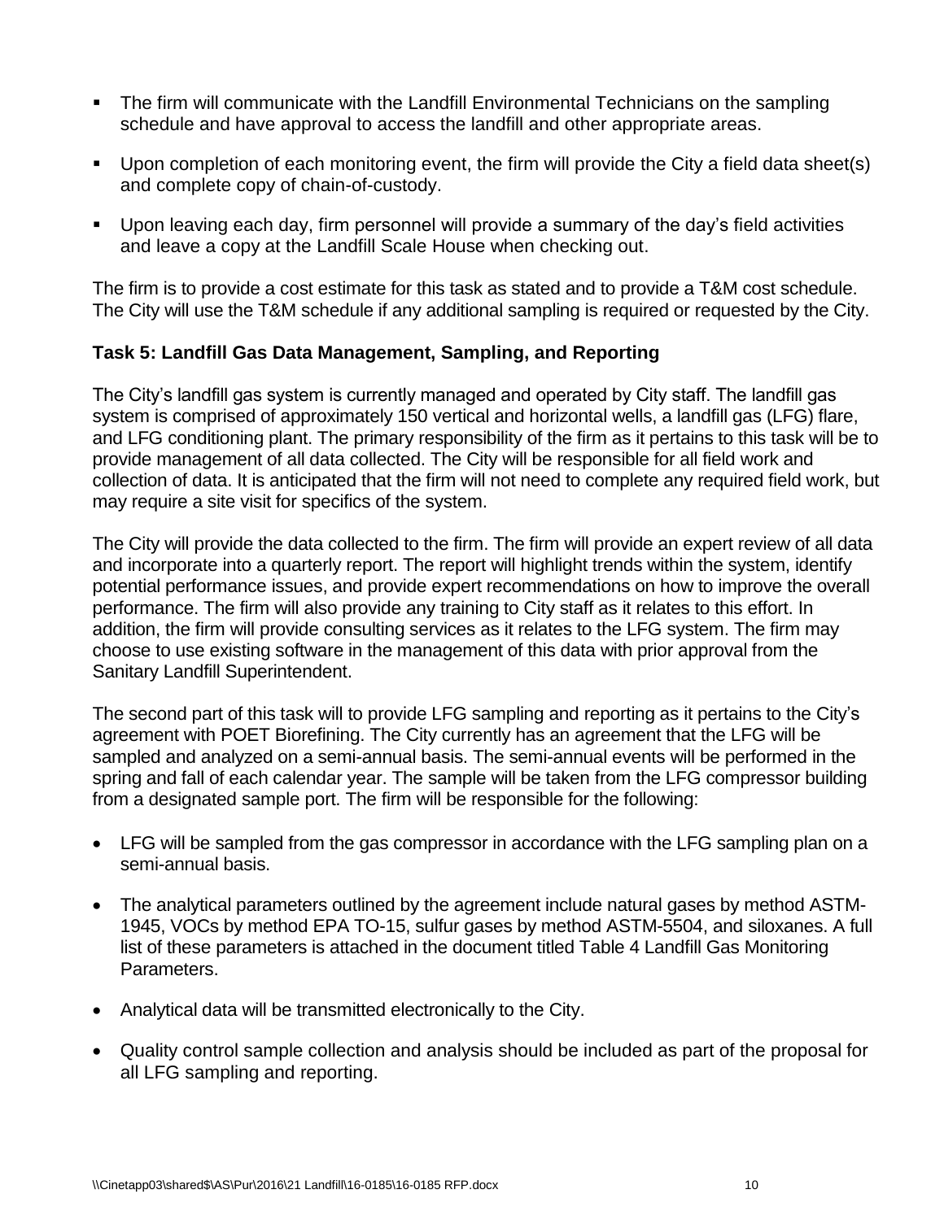- The firm will communicate with the Landfill Environmental Technicians on the sampling schedule and have approval to access the landfill and other appropriate areas.
- Upon completion of each monitoring event, the firm will provide the City a field data sheet(s) and complete copy of chain-of-custody.
- Upon leaving each day, firm personnel will provide a summary of the day's field activities and leave a copy at the Landfill Scale House when checking out.

The firm is to provide a cost estimate for this task as stated and to provide a T&M cost schedule. The City will use the T&M schedule if any additional sampling is required or requested by the City.

**Task 5: Landfill Gas Data Management, Sampling, and Reporting**

The City's landfill gas system is currently managed and operated by City staff. The landfill gas system is comprised of approximately 150 vertical and horizontal wells, a landfill gas (LFG) flare, and LFG conditioning plant. The primary responsibility of the firm as it pertains to this task will be to provide management of all data collected. The City will be responsible for all field work and collection of data. It is anticipated that the firm will not need to complete any required field work, but may require a site visit for specifics of the system.

The City will provide the data collected to the firm. The firm will provide an expert review of all data and incorporate into a quarterly report. The report will highlight trends within the system, identify potential performance issues, and provide expert recommendations on how to improve the overall performance. The firm will also provide any training to City staff as it relates to this effort. In addition, the firm will provide consulting services as it relates to the LFG system. The firm may choose to use existing software in the management of this data with prior approval from the Sanitary Landfill Superintendent.

The second part of this task will to provide LFG sampling and reporting as it pertains to the City's agreement with POET Biorefining. The City currently has an agreement that the LFG will be sampled and analyzed on a semi-annual basis. The semi-annual events will be performed in the spring and fall of each calendar year. The sample will be taken from the LFG compressor building from a designated sample port. The firm will be responsible for the following:

- LFG will be sampled from the gas compressor in accordance with the LFG sampling plan on a semi-annual basis.
- The analytical parameters outlined by the agreement include natural gases by method ASTM-1945, VOCs by method EPA TO-15, sulfur gases by method ASTM-5504, and siloxanes. A full list of these parameters is attached in the document titled Table 4 Landfill Gas Monitoring Parameters.
- Analytical data will be transmitted electronically to the City.
- Quality control sample collection and analysis should be included as part of the proposal for all LFG sampling and reporting.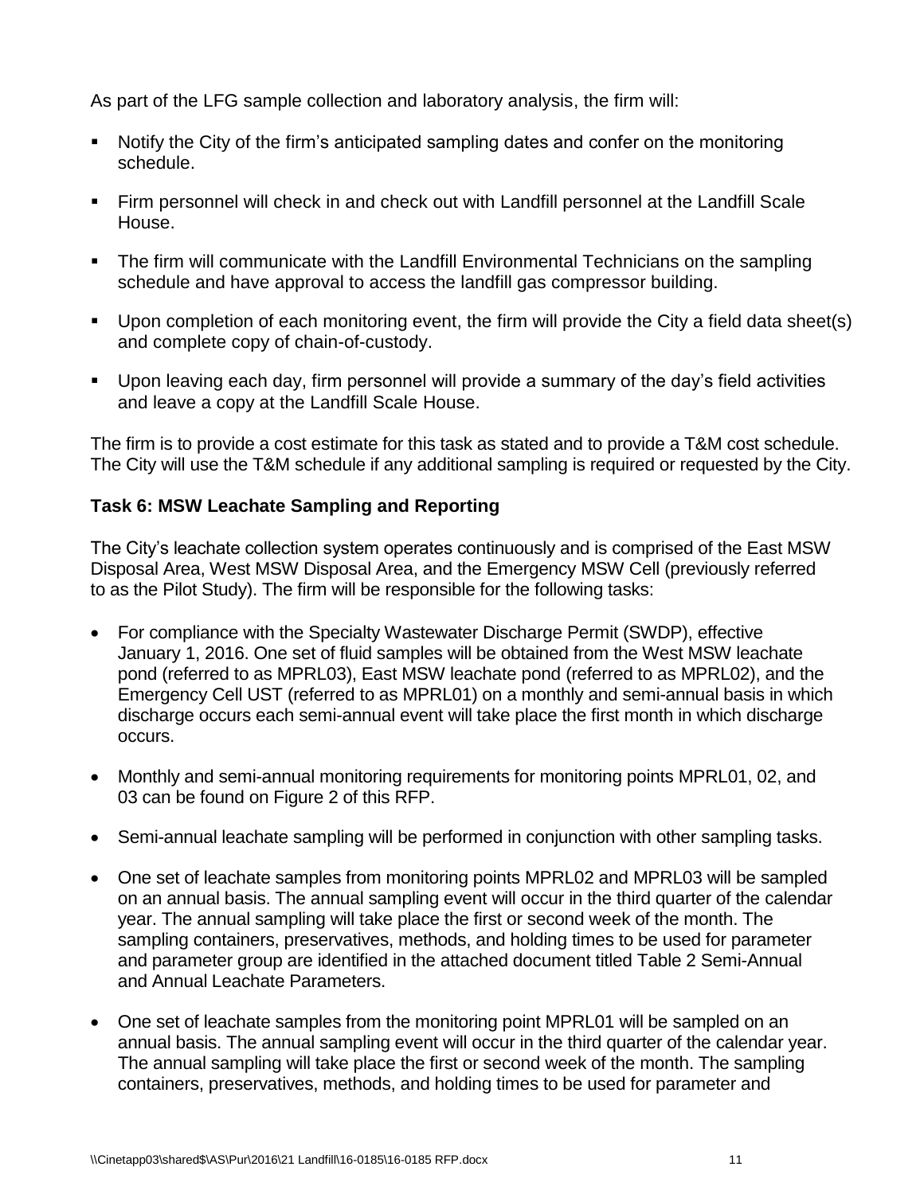As part of the LFG sample collection and laboratory analysis, the firm will:

- Notify the City of the firm's anticipated sampling dates and confer on the monitoring schedule.
- Firm personnel will check in and check out with Landfill personnel at the Landfill Scale House.
- The firm will communicate with the Landfill Environmental Technicians on the sampling schedule and have approval to access the landfill gas compressor building.
- Upon completion of each monitoring event, the firm will provide the City a field data sheet(s) and complete copy of chain-of-custody.
- Upon leaving each day, firm personnel will provide a summary of the day's field activities and leave a copy at the Landfill Scale House.

The firm is to provide a cost estimate for this task as stated and to provide a T&M cost schedule. The City will use the T&M schedule if any additional sampling is required or requested by the City.

### Task 6: MSW Leachate Sampling and Reporting

The City's leachate collection system operates continuously and is comprised of the East MSW Disposal Area, West MSW Disposal Area, and the Emergency MSW Cell (previously referred to as the Pilot Study). The firm will be responsible for the following tasks:

- For compliance with the Specialty Wastewater Discharge Permit (SWDP), effective January 1, 2016. One set of fluid samples will be obtained from the West MSW leachate pond (referred to as MPRL03), East MSW leachate pond (referred to as MPRL02), and the Emergency Cell UST (referred to as MPRL01) on a monthly and semi-annual basis in which discharge occurs each semi-annual event will take place the first month in which discharge occurs.
- Monthly and semi-annual monitoring requirements for monitoring points MPRL01, 02, and 03 can be found on Figure 2 of this RFP.
- Semi-annual leachate sampling will be performed in conjunction with other sampling tasks.
- One set of leachate samples from monitoring points MPRL02 and MPRL03 will be sampled on an annual basis. The annual sampling event will occur in the third quarter of the calendar year. The annual sampling will take place the first or second week of the month. The sampling containers, preservatives, methods, and holding times to be used for parameter and parameter group are identified in the attached document titled Table 2 Semi-Annual and Annual Leachate Parameters.
- One set of leachate samples from the monitoring point MPRL01 will be sampled on an annual basis. The annual sampling event will occur in the third quarter of the calendar year. The annual sampling will take place the first or second week of the month. The sampling containers, preservatives, methods, and holding times to be used for parameter and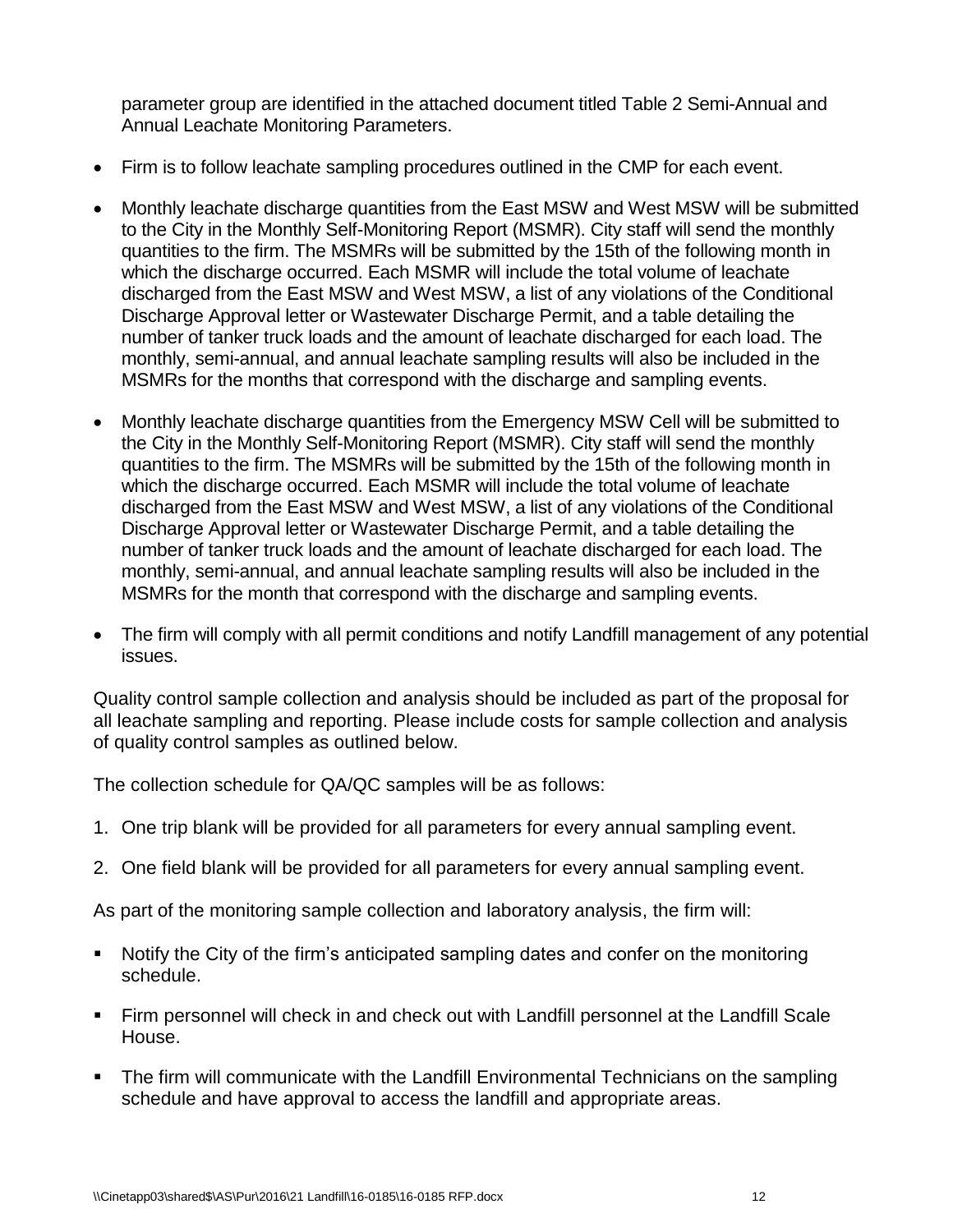parameter group are identified in the attached document titled Table 2 Semi-Annual and Annual Leachate Monitoring Parameters.

- Firm is to follow leachate sampling procedures outlined in the CMP for each event.
- Monthly leachate discharge quantities from the East MSW and West MSW will be submitted to the City in the Monthly Self-Monitoring Report (MSMR). City staff will send the monthly quantities to the firm. The MSMRs will be submitted by the 15th of the following month in which the discharge occurred. Each MSMR will include the total volume of leachate discharged from the East MSW and West MSW, a list of any violations of the Conditional Discharge Approval letter or Wastewater Discharge Permit, and a table detailing the number of tanker truck loads and the amount of leachate discharged for each load. The monthly, semi-annual, and annual leachate sampling results will also be included in the MSMRs for the months that correspond with the discharge and sampling events.
- Monthly leachate discharge quantities from the Emergency MSW Cell will be submitted to the City in the Monthly Self-Monitoring Report (MSMR). City staff will send the monthly quantities to the firm. The MSMRs will be submitted by the 15th of the following month in which the discharge occurred. Each MSMR will include the total volume of leachate discharged from the East MSW and West MSW, a list of any violations of the Conditional Discharge Approval letter or Wastewater Discharge Permit, and a table detailing the number of tanker truck loads and the amount of leachate discharged for each load. The monthly, semi-annual, and annual leachate sampling results will also be included in the MSMRs for the month that correspond with the discharge and sampling events.
- The firm will comply with all permit conditions and notify Landfill management of any potential issues.

Quality control sample collection and analysis should be included as part of the proposal for all leachate sampling and reporting. Please include costs for sample collection and analysis of quality control samples as outlined below.

The collection schedule for QA/QC samples will be as follows:

1. One trip blank will be provided for all parameters for every annual sampling event.
2. One field blank will be provided for all parameters for every annual sampling event.

As part of the monitoring sample collection and laboratory analysis, the firm will:

- Notify the City of the firm's anticipated sampling dates and confer on the monitoring schedule.
- Firm personnel will check in and check out with Landfill personnel at the Landfill Scale House.
- The firm will communicate with the Landfill Environmental Technicians on the sampling schedule and have approval to access the landfill and appropriate areas.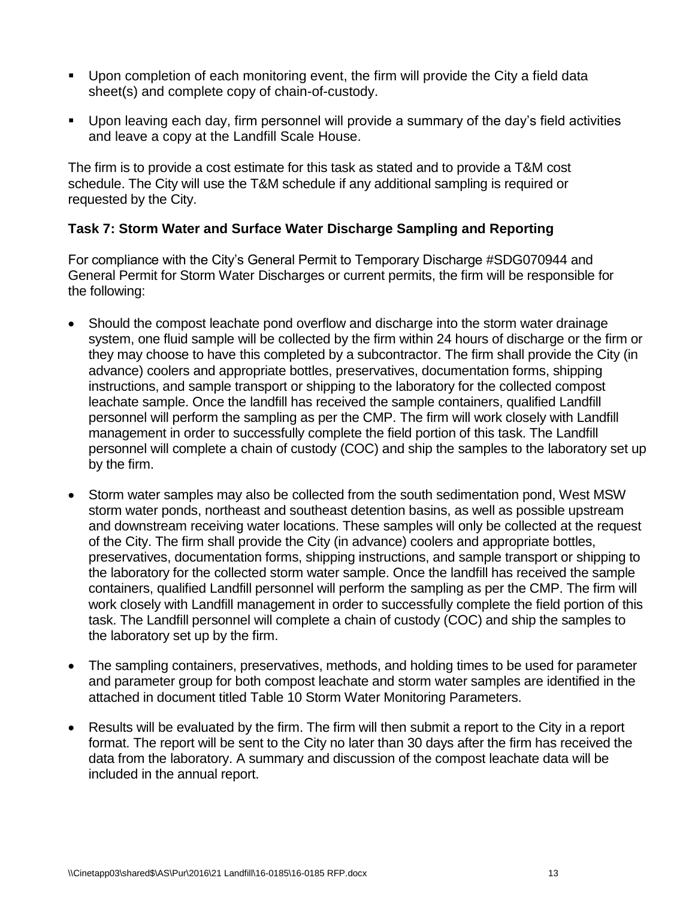- Upon completion of each monitoring event, the firm will provide the City a field data sheet(s) and complete copy of chain-of-custody.
- Upon leaving each day, firm personnel will provide a summary of the day's field activities and leave a copy at the Landfill Scale House.

The firm is to provide a cost estimate for this task as stated and to provide a T&M cost schedule. The City will use the T&M schedule if any additional sampling is required or requested by the City.

### Task 7: Storm Water and Surface Water Discharge Sampling and Reporting

For compliance with the City's General Permit to Temporary Discharge #SDG070944 and General Permit for Storm Water Discharges or current permits, the firm will be responsible for the following:

- Should the compost leachate pond overflow and discharge into the storm water drainage system, one fluid sample will be collected by the firm within 24 hours of discharge or the firm or they may choose to have this completed by a subcontractor. The firm shall provide the City (in advance) coolers and appropriate bottles, preservatives, documentation forms, shipping instructions, and sample transport or shipping to the laboratory for the collected compost leachate sample. Once the landfill has received the sample containers, qualified Landfill personnel will perform the sampling as per the CMP. The firm will work closely with Landfill management in order to successfully complete the field portion of this task. The Landfill personnel will complete a chain of custody (COC) and ship the samples to the laboratory set up by the firm.
- Storm water samples may also be collected from the south sedimentation pond, West MSW storm water ponds, northeast and southeast detention basins, as well as possible upstream and downstream receiving water locations. These samples will only be collected at the request of the City. The firm shall provide the City (in advance) coolers and appropriate bottles, preservatives, documentation forms, shipping instructions, and sample transport or shipping to the laboratory for the collected storm water sample. Once the landfill has received the sample containers, qualified Landfill personnel will perform the sampling as per the CMP. The firm will work closely with Landfill management in order to successfully complete the field portion of this task. The Landfill personnel will complete a chain of custody (COC) and ship the samples to the laboratory set up by the firm.
- The sampling containers, preservatives, methods, and holding times to be used for parameter and parameter group for both compost leachate and storm water samples are identified in the attached in document titled Table 10 Storm Water Monitoring Parameters.
- Results will be evaluated by the firm. The firm will then submit a report to the City in a report format. The report will be sent to the City no later than 30 days after the firm has received the data from the laboratory. A summary and discussion of the compost leachate data will be included in the annual report.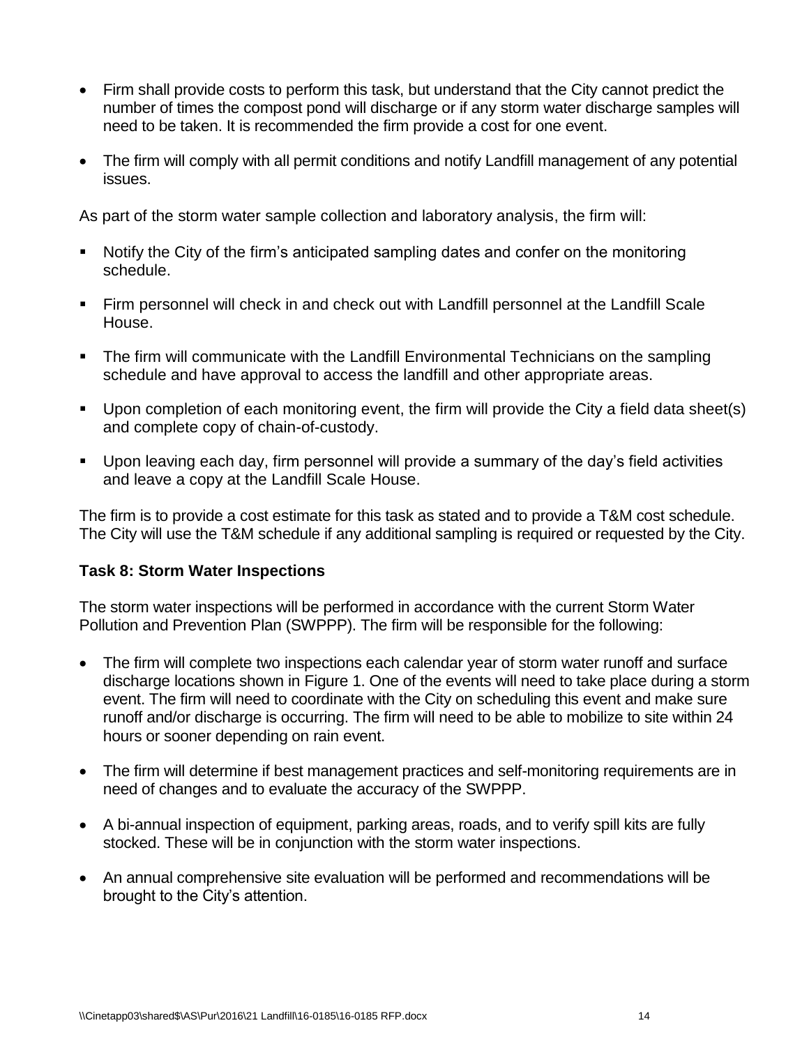- Firm shall provide costs to perform this task, but understand that the City cannot predict the number of times the compost pond will discharge or if any storm water discharge samples will need to be taken. It is recommended the firm provide a cost for one event.
- The firm will comply with all permit conditions and notify Landfill management of any potential issues.

As part of the storm water sample collection and laboratory analysis, the firm will:

- Notify the City of the firm's anticipated sampling dates and confer on the monitoring schedule.
- Firm personnel will check in and check out with Landfill personnel at the Landfill Scale House.
- The firm will communicate with the Landfill Environmental Technicians on the sampling schedule and have approval to access the landfill and other appropriate areas.
- Upon completion of each monitoring event, the firm will provide the City a field data sheet(s) and complete copy of chain-of-custody.
- Upon leaving each day, firm personnel will provide a summary of the day's field activities and leave a copy at the Landfill Scale House.

The firm is to provide a cost estimate for this task as stated and to provide a T&M cost schedule. The City will use the T&M schedule if any additional sampling is required or requested by the City.

### Task 8: Storm Water Inspections

The storm water inspections will be performed in accordance with the current Storm Water Pollution and Prevention Plan (SWPPP). The firm will be responsible for the following:

- The firm will complete two inspections each calendar year of storm water runoff and surface discharge locations shown in Figure 1. One of the events will need to take place during a storm event. The firm will need to coordinate with the City on scheduling this event and make sure runoff and/or discharge is occurring. The firm will need to be able to mobilize to site within 24 hours or sooner depending on rain event.
- The firm will determine if best management practices and self-monitoring requirements are in need of changes and to evaluate the accuracy of the SWPPP.
- A bi-annual inspection of equipment, parking areas, roads, and to verify spill kits are fully stocked. These will be in conjunction with the storm water inspections.
- An annual comprehensive site evaluation will be performed and recommendations will be brought to the City's attention.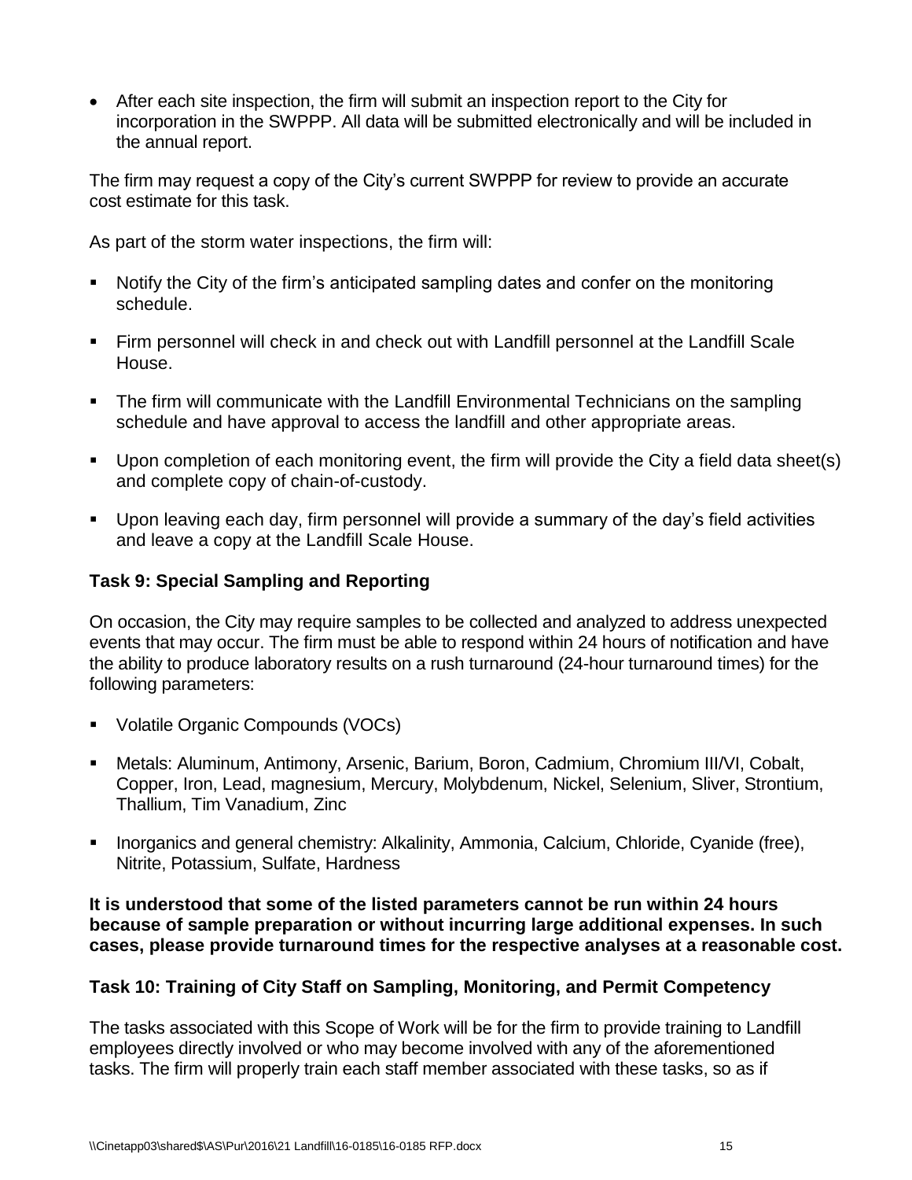- After each site inspection, the firm will submit an inspection report to the City for incorporation in the SWPPP. All data will be submitted electronically and will be included in the annual report.

The firm may request a copy of the City's current SWPPP for review to provide an accurate cost estimate for this task.

As part of the storm water inspections, the firm will:

- Notify the City of the firm's anticipated sampling dates and confer on the monitoring schedule.
- Firm personnel will check in and check out with Landfill personnel at the Landfill Scale House.
- The firm will communicate with the Landfill Environmental Technicians on the sampling schedule and have approval to access the landfill and other appropriate areas.
- Upon completion of each monitoring event, the firm will provide the City a field data sheet(s) and complete copy of chain-of-custody.
- Upon leaving each day, firm personnel will provide a summary of the day's field activities and leave a copy at the Landfill Scale House.

### Task 9: Special Sampling and Reporting

On occasion, the City may require samples to be collected and analyzed to address unexpected events that may occur. The firm must be able to respond within 24 hours of notification and have the ability to produce laboratory results on a rush turnaround (24-hour turnaround times) for the following parameters:

- Volatile Organic Compounds (VOCs)
- Metals: Aluminum, Antimony, Arsenic, Barium, Boron, Cadmium, Chromium III/VI, Cobalt, Copper, Iron, Lead, magnesium, Mercury, Molybdenum, Nickel, Selenium, Sliver, Strontium, Thallium, Tim Vanadium, Zinc
- Inorganics and general chemistry: Alkalinity, Ammonia, Calcium, Chloride, Cyanide (free), Nitrite, Potassium, Sulfate, Hardness

**It is understood that some of the listed parameters cannot be run within 24 hours because of sample preparation or without incurring large additional expenses. In such cases, please provide turnaround times for the respective analyses at a reasonable cost.**

### Task 10: Training of City Staff on Sampling, Monitoring, and Permit Competency

The tasks associated with this Scope of Work will be for the firm to provide training to Landfill employees directly involved or who may become involved with any of the aforementioned tasks. The firm will properly train each staff member associated with these tasks, so as if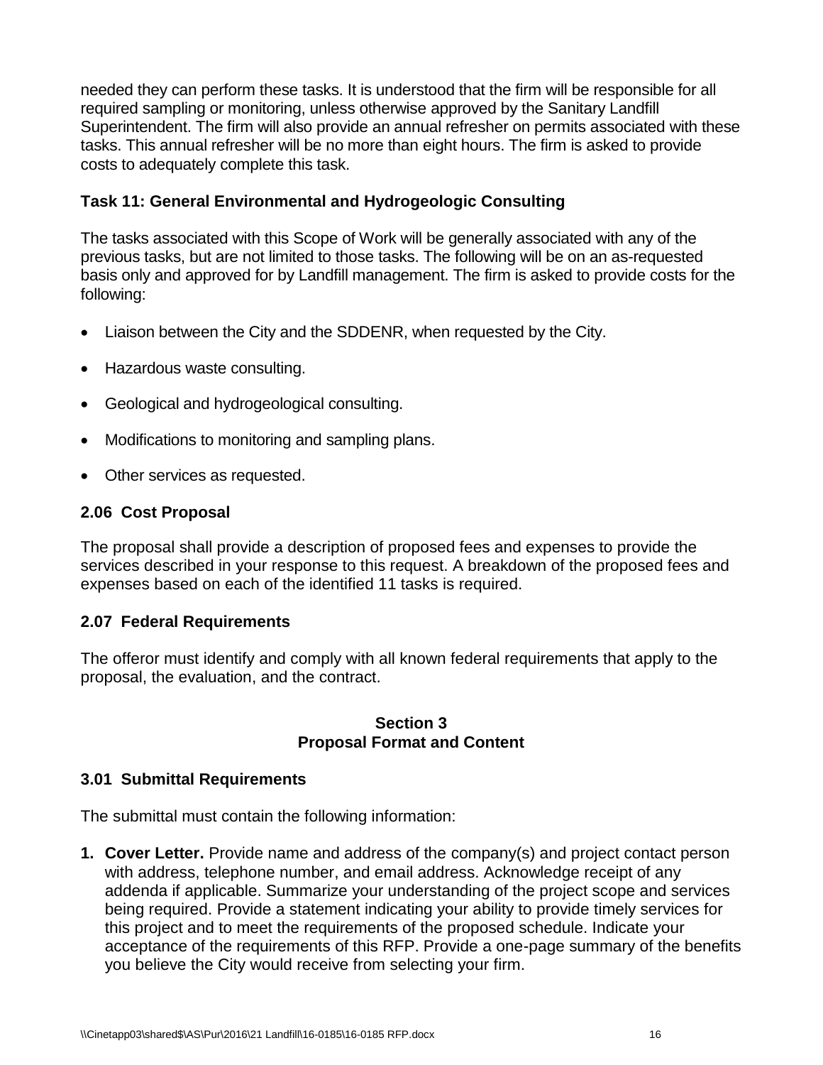needed they can perform these tasks. It is understood that the firm will be responsible for all required sampling or monitoring, unless otherwise approved by the Sanitary Landfill Superintendent. The firm will also provide an annual refresher on permits associated with these tasks. This annual refresher will be no more than eight hours. The firm is asked to provide costs to adequately complete this task.

### Task 11: General Environmental and Hydrogeologic Consulting

The tasks associated with this Scope of Work will be generally associated with any of the previous tasks, but are not limited to those tasks. The following will be on an as-requested basis only and approved for by Landfill management. The firm is asked to provide costs for the following:

- Liaison between the City and the SDDENR, when requested by the City.
- Hazardous waste consulting.
- Geological and hydrogeological consulting.
- Modifications to monitoring and sampling plans.
- Other services as requested.

### 2.06 Cost Proposal

The proposal shall provide a description of proposed fees and expenses to provide the services described in your response to this request. A breakdown of the proposed fees and expenses based on each of the identified 11 tasks is required.

### 2.07 Federal Requirements

The offeror must identify and comply with all known federal requirements that apply to the proposal, the evaluation, and the contract.

## Section 3
## Proposal Format and Content

### 3.01 Submittal Requirements

The submittal must contain the following information:

1. **Cover Letter.** Provide name and address of the company(s) and project contact person with address, telephone number, and email address. Acknowledge receipt of any addenda if applicable. Summarize your understanding of the project scope and services being required. Provide a statement indicating your ability to provide timely services for this project and to meet the requirements of the proposed schedule. Indicate your acceptance of the requirements of this RFP. Provide a one-page summary of the benefits you believe the City would receive from selecting your firm.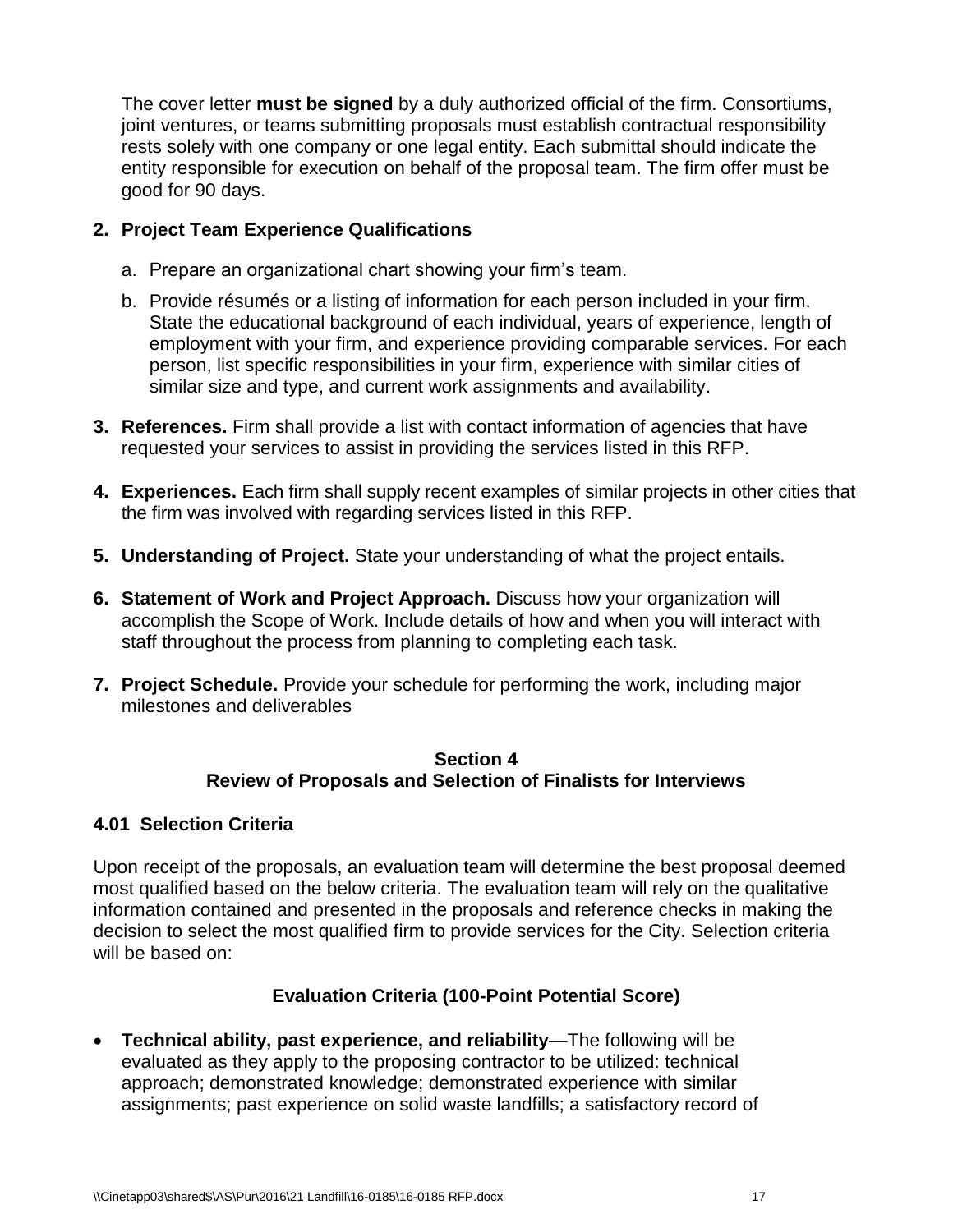The cover letter **must be signed** by a duly authorized official of the firm. Consortiums, joint ventures, or teams submitting proposals must establish contractual responsibility rests solely with one company or one legal entity. Each submittal should indicate the entity responsible for execution on behalf of the proposal team. The firm offer must be good for 90 days.

2. **Project Team Experience Qualifications**

   a. Prepare an organizational chart showing your firm's team.

   b. Provide résumés or a listing of information for each person included in your firm. State the educational background of each individual, years of experience, length of employment with your firm, and experience providing comparable services. For each person, list specific responsibilities in your firm, experience with similar cities of similar size and type, and current work assignments and availability.

3. **References.** Firm shall provide a list with contact information of agencies that have requested your services to assist in providing the services listed in this RFP.

4. **Experiences.** Each firm shall supply recent examples of similar projects in other cities that the firm was involved with regarding services listed in this RFP.

5. **Understanding of Project.** State your understanding of what the project entails.

6. **Statement of Work and Project Approach.** Discuss how your organization will accomplish the Scope of Work. Include details of how and when you will interact with staff throughout the process from planning to completing each task.

7. **Project Schedule.** Provide your schedule for performing the work, including major milestones and deliverables

## Section 4
## Review of Proposals and Selection of Finalists for Interviews

### 4.01 Selection Criteria

Upon receipt of the proposals, an evaluation team will determine the best proposal deemed most qualified based on the below criteria. The evaluation team will rely on the qualitative information contained and presented in the proposals and reference checks in making the decision to select the most qualified firm to provide services for the City. Selection criteria will be based on:

**Evaluation Criteria (100-Point Potential Score)**

- **Technical ability, past experience, and reliability**—The following will be evaluated as they apply to the proposing contractor to be utilized: technical approach; demonstrated knowledge; demonstrated experience with similar assignments; past experience on solid waste landfills; a satisfactory record of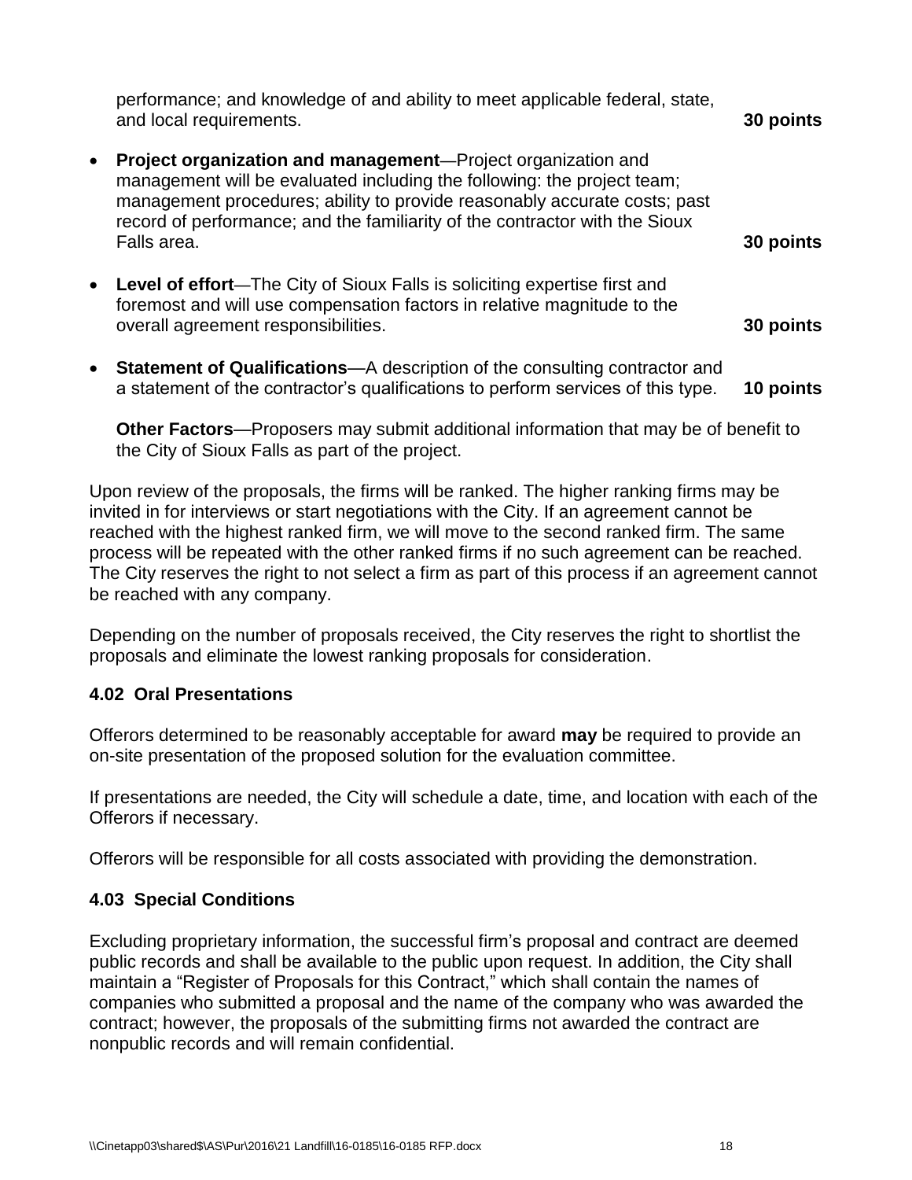performance; and knowledge of and ability to meet applicable federal, state, and local requirements. **30 points**

- **Project organization and management**—Project organization and management will be evaluated including the following: the project team; management procedures; ability to provide reasonably accurate costs; past record of performance; and the familiarity of the contractor with the Sioux Falls area. **30 points**

- **Level of effort**—The City of Sioux Falls is soliciting expertise first and foremost and will use compensation factors in relative magnitude to the overall agreement responsibilities. **30 points**

- **Statement of Qualifications**—A description of the consulting contractor and a statement of the contractor's qualifications to perform services of this type. **10 points**

**Other Factors**—Proposers may submit additional information that may be of benefit to the City of Sioux Falls as part of the project.

Upon review of the proposals, the firms will be ranked. The higher ranking firms may be invited in for interviews or start negotiations with the City. If an agreement cannot be reached with the highest ranked firm, we will move to the second ranked firm. The same process will be repeated with the other ranked firms if no such agreement can be reached. The City reserves the right to not select a firm as part of this process if an agreement cannot be reached with any company.

Depending on the number of proposals received, the City reserves the right to shortlist the proposals and eliminate the lowest ranking proposals for consideration.

### 4.02 Oral Presentations

Offerors determined to be reasonably acceptable for award **may** be required to provide an on-site presentation of the proposed solution for the evaluation committee.

If presentations are needed, the City will schedule a date, time, and location with each of the Offerors if necessary.

Offerors will be responsible for all costs associated with providing the demonstration.

### 4.03 Special Conditions

Excluding proprietary information, the successful firm's proposal and contract are deemed public records and shall be available to the public upon request. In addition, the City shall maintain a "Register of Proposals for this Contract," which shall contain the names of companies who submitted a proposal and the name of the company who was awarded the contract; however, the proposals of the submitting firms not awarded the contract are nonpublic records and will remain confidential.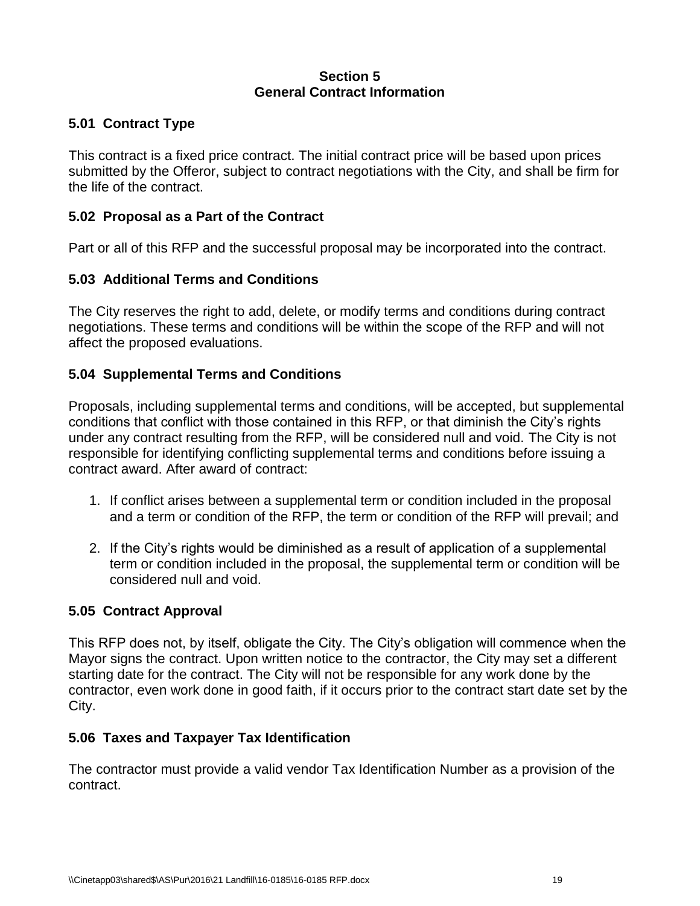# Section 5
# General Contract Information

## 5.01 Contract Type

This contract is a fixed price contract. The initial contract price will be based upon prices submitted by the Offeror, subject to contract negotiations with the City, and shall be firm for the life of the contract.

## 5.02 Proposal as a Part of the Contract

Part or all of this RFP and the successful proposal may be incorporated into the contract.

## 5.03 Additional Terms and Conditions

The City reserves the right to add, delete, or modify terms and conditions during contract negotiations. These terms and conditions will be within the scope of the RFP and will not affect the proposed evaluations.

## 5.04 Supplemental Terms and Conditions

Proposals, including supplemental terms and conditions, will be accepted, but supplemental conditions that conflict with those contained in this RFP, or that diminish the City's rights under any contract resulting from the RFP, will be considered null and void. The City is not responsible for identifying conflicting supplemental terms and conditions before issuing a contract award. After award of contract:

1. If conflict arises between a supplemental term or condition included in the proposal and a term or condition of the RFP, the term or condition of the RFP will prevail; and
2. If the City's rights would be diminished as a result of application of a supplemental term or condition included in the proposal, the supplemental term or condition will be considered null and void.

## 5.05 Contract Approval

This RFP does not, by itself, obligate the City. The City's obligation will commence when the Mayor signs the contract. Upon written notice to the contractor, the City may set a different starting date for the contract. The City will not be responsible for any work done by the contractor, even work done in good faith, if it occurs prior to the contract start date set by the City.

## 5.06 Taxes and Taxpayer Tax Identification

The contractor must provide a valid vendor Tax Identification Number as a provision of the contract.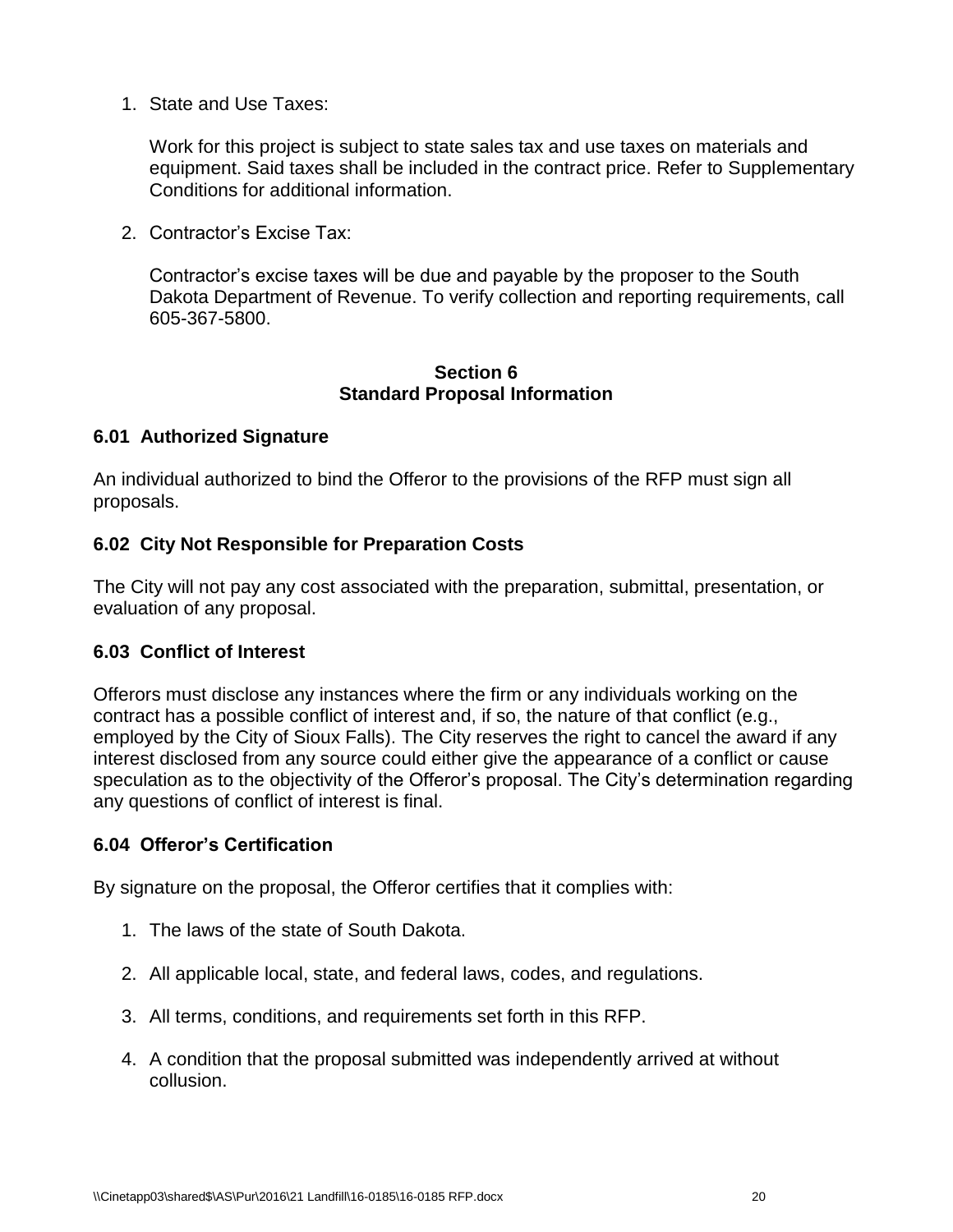1. State and Use Taxes:

   Work for this project is subject to state sales tax and use taxes on materials and equipment. Said taxes shall be included in the contract price. Refer to Supplementary Conditions for additional information.

2. Contractor's Excise Tax:

   Contractor's excise taxes will be due and payable by the proposer to the South Dakota Department of Revenue. To verify collection and reporting requirements, call 605-367-5800.

## Section 6
## Standard Proposal Information

### 6.01 Authorized Signature

An individual authorized to bind the Offeror to the provisions of the RFP must sign all proposals.

### 6.02 City Not Responsible for Preparation Costs

The City will not pay any cost associated with the preparation, submittal, presentation, or evaluation of any proposal.

### 6.03 Conflict of Interest

Offerors must disclose any instances where the firm or any individuals working on the contract has a possible conflict of interest and, if so, the nature of that conflict (e.g., employed by the City of Sioux Falls). The City reserves the right to cancel the award if any interest disclosed from any source could either give the appearance of a conflict or cause speculation as to the objectivity of the Offeror's proposal. The City's determination regarding any questions of conflict of interest is final.

### 6.04 Offeror's Certification

By signature on the proposal, the Offeror certifies that it complies with:

1. The laws of the state of South Dakota.

2. All applicable local, state, and federal laws, codes, and regulations.

3. All terms, conditions, and requirements set forth in this RFP.

4. A condition that the proposal submitted was independently arrived at without collusion.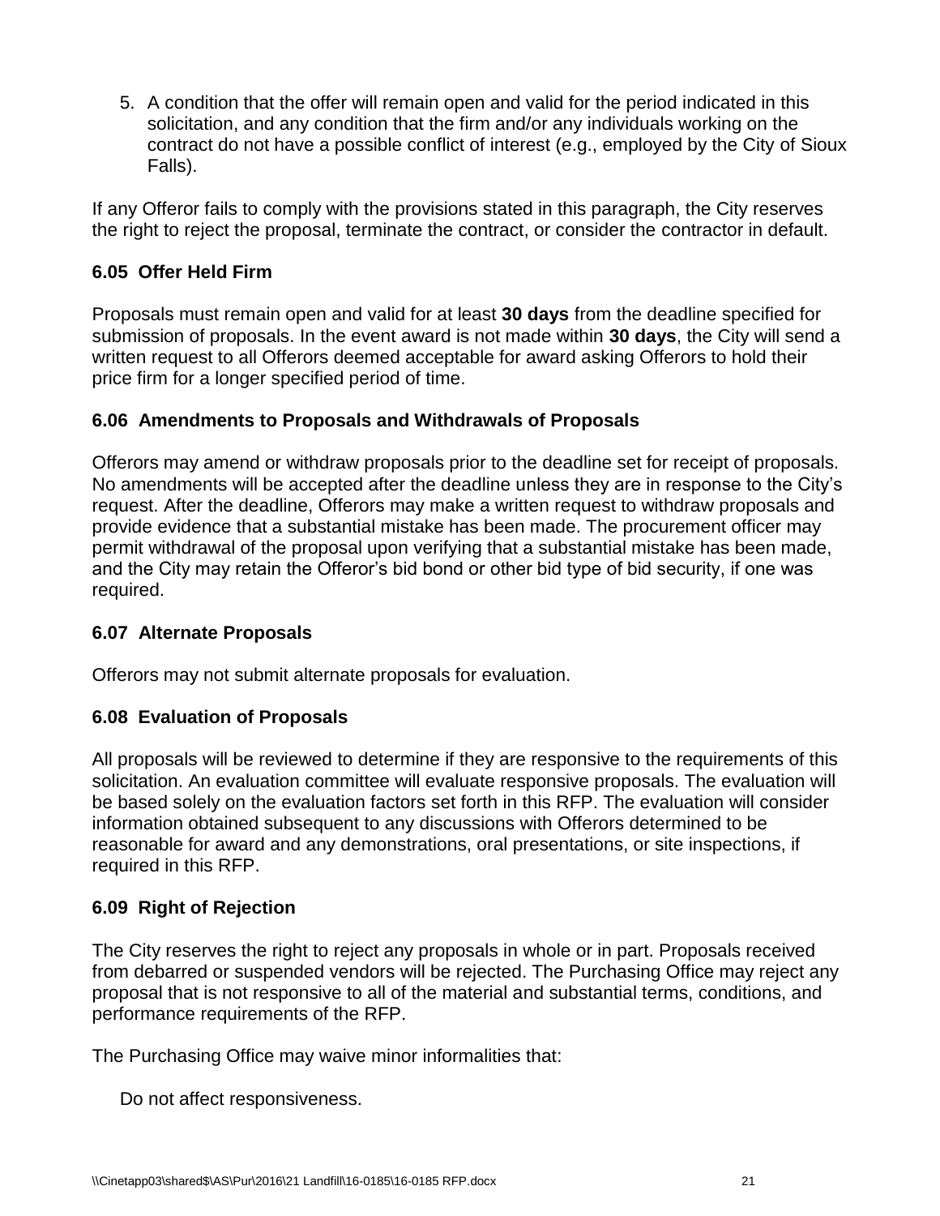5. A condition that the offer will remain open and valid for the period indicated in this solicitation, and any condition that the firm and/or any individuals working on the contract do not have a possible conflict of interest (e.g., employed by the City of Sioux Falls).

If any Offeror fails to comply with the provisions stated in this paragraph, the City reserves the right to reject the proposal, terminate the contract, or consider the contractor in default.

### 6.05 Offer Held Firm

Proposals must remain open and valid for at least **30 days** from the deadline specified for submission of proposals. In the event award is not made within **30 days**, the City will send a written request to all Offerors deemed acceptable for award asking Offerors to hold their price firm for a longer specified period of time.

### 6.06 Amendments to Proposals and Withdrawals of Proposals

Offerors may amend or withdraw proposals prior to the deadline set for receipt of proposals. No amendments will be accepted after the deadline unless they are in response to the City's request. After the deadline, Offerors may make a written request to withdraw proposals and provide evidence that a substantial mistake has been made. The procurement officer may permit withdrawal of the proposal upon verifying that a substantial mistake has been made, and the City may retain the Offeror's bid bond or other bid type of bid security, if one was required.

### 6.07 Alternate Proposals

Offerors may not submit alternate proposals for evaluation.

### 6.08 Evaluation of Proposals

All proposals will be reviewed to determine if they are responsive to the requirements of this solicitation. An evaluation committee will evaluate responsive proposals. The evaluation will be based solely on the evaluation factors set forth in this RFP. The evaluation will consider information obtained subsequent to any discussions with Offerors determined to be reasonable for award and any demonstrations, oral presentations, or site inspections, if required in this RFP.

### 6.09 Right of Rejection

The City reserves the right to reject any proposals in whole or in part. Proposals received from debarred or suspended vendors will be rejected. The Purchasing Office may reject any proposal that is not responsive to all of the material and substantial terms, conditions, and performance requirements of the RFP.

The Purchasing Office may waive minor informalities that:

Do not affect responsiveness.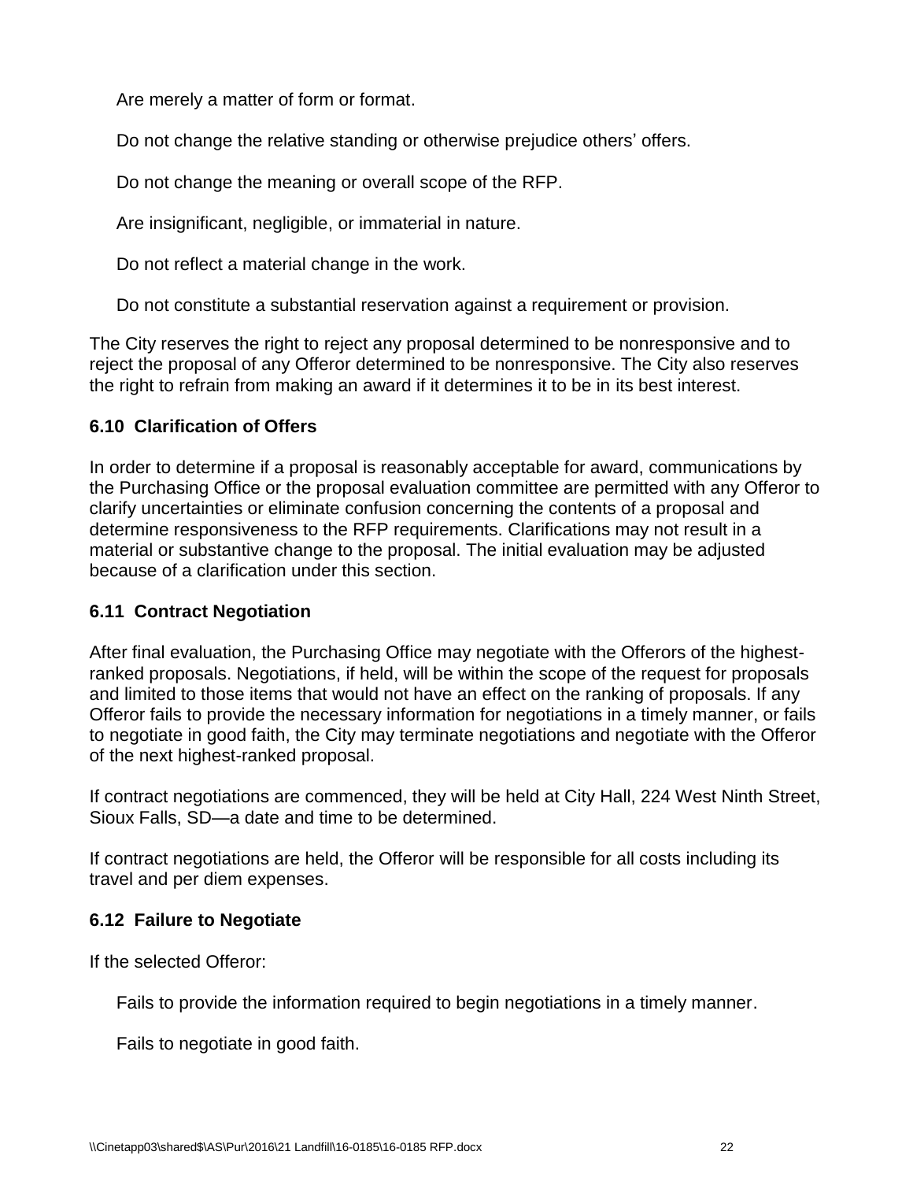Are merely a matter of form or format.

Do not change the relative standing or otherwise prejudice others' offers.

Do not change the meaning or overall scope of the RFP.

Are insignificant, negligible, or immaterial in nature.

Do not reflect a material change in the work.

Do not constitute a substantial reservation against a requirement or provision.

The City reserves the right to reject any proposal determined to be nonresponsive and to reject the proposal of any Offeror determined to be nonresponsive. The City also reserves the right to refrain from making an award if it determines it to be in its best interest.

### 6.10 Clarification of Offers

In order to determine if a proposal is reasonably acceptable for award, communications by the Purchasing Office or the proposal evaluation committee are permitted with any Offeror to clarify uncertainties or eliminate confusion concerning the contents of a proposal and determine responsiveness to the RFP requirements. Clarifications may not result in a material or substantive change to the proposal. The initial evaluation may be adjusted because of a clarification under this section.

### 6.11 Contract Negotiation

After final evaluation, the Purchasing Office may negotiate with the Offerors of the highest-ranked proposals. Negotiations, if held, will be within the scope of the request for proposals and limited to those items that would not have an effect on the ranking of proposals. If any Offeror fails to provide the necessary information for negotiations in a timely manner, or fails to negotiate in good faith, the City may terminate negotiations and negotiate with the Offeror of the next highest-ranked proposal.

If contract negotiations are commenced, they will be held at City Hall, 224 West Ninth Street, Sioux Falls, SD—a date and time to be determined.

If contract negotiations are held, the Offeror will be responsible for all costs including its travel and per diem expenses.

### 6.12 Failure to Negotiate

If the selected Offeror:

Fails to provide the information required to begin negotiations in a timely manner.

Fails to negotiate in good faith.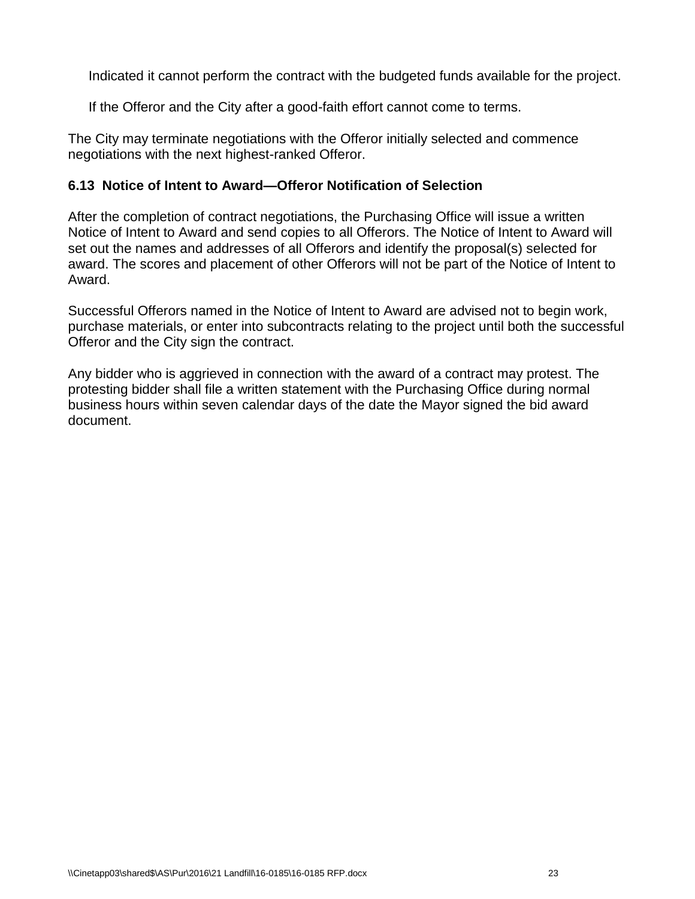Indicated it cannot perform the contract with the budgeted funds available for the project.

If the Offeror and the City after a good-faith effort cannot come to terms.

The City may terminate negotiations with the Offeror initially selected and commence negotiations with the next highest-ranked Offeror.

### 6.13 Notice of Intent to Award—Offeror Notification of Selection

After the completion of contract negotiations, the Purchasing Office will issue a written Notice of Intent to Award and send copies to all Offerors. The Notice of Intent to Award will set out the names and addresses of all Offerors and identify the proposal(s) selected for award. The scores and placement of other Offerors will not be part of the Notice of Intent to Award.

Successful Offerors named in the Notice of Intent to Award are advised not to begin work, purchase materials, or enter into subcontracts relating to the project until both the successful Offeror and the City sign the contract.

Any bidder who is aggrieved in connection with the award of a contract may protest. The protesting bidder shall file a written statement with the Purchasing Office during normal business hours within seven calendar days of the date the Mayor signed the bid award document.